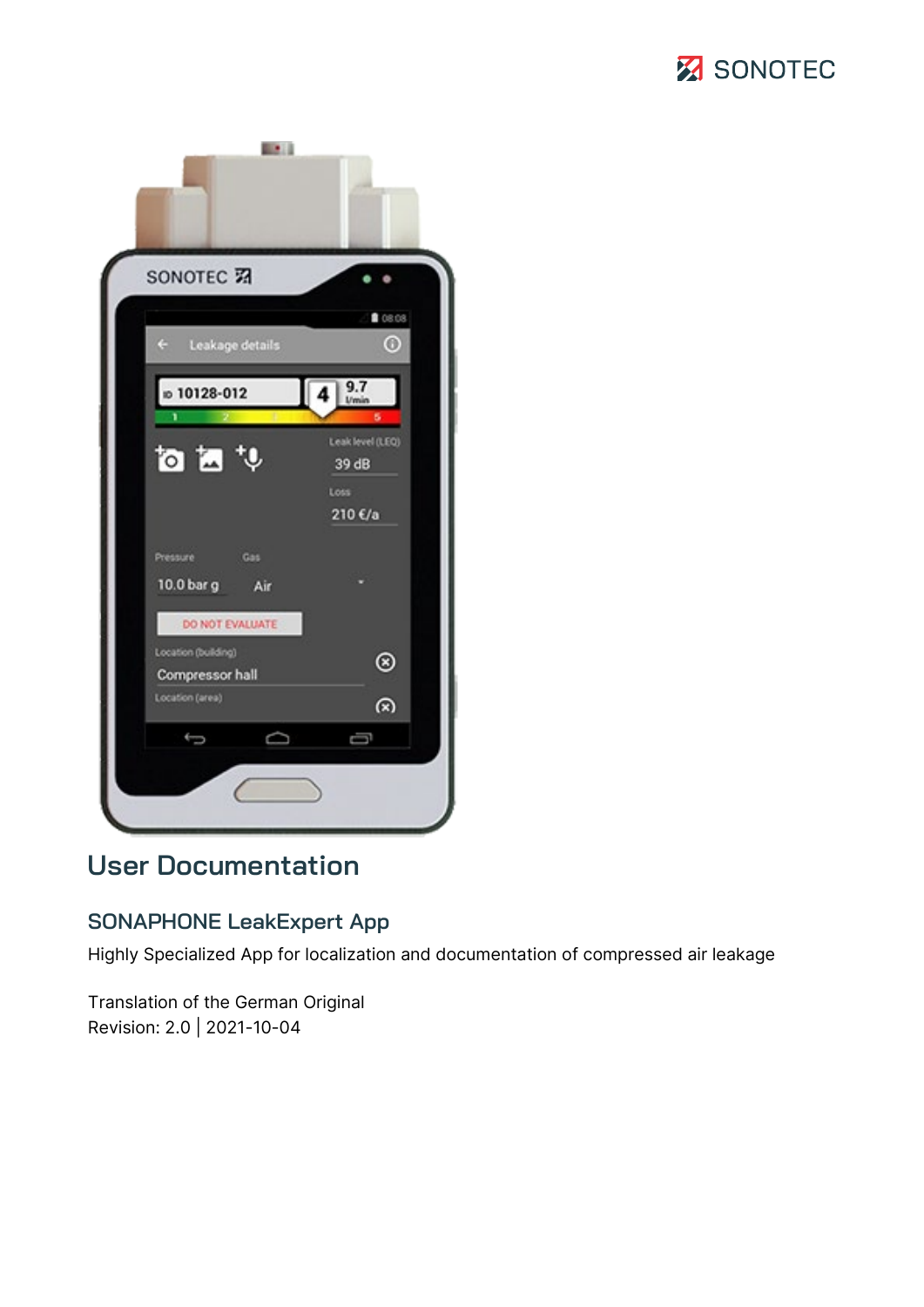SONOTEC

# User Documentation

## SONAPHONE LeakExpert App

Highly Specialized App for localization and documentation of compressed air leakage

Translation of the German Original
Revision: 2.0 | 2021-10-04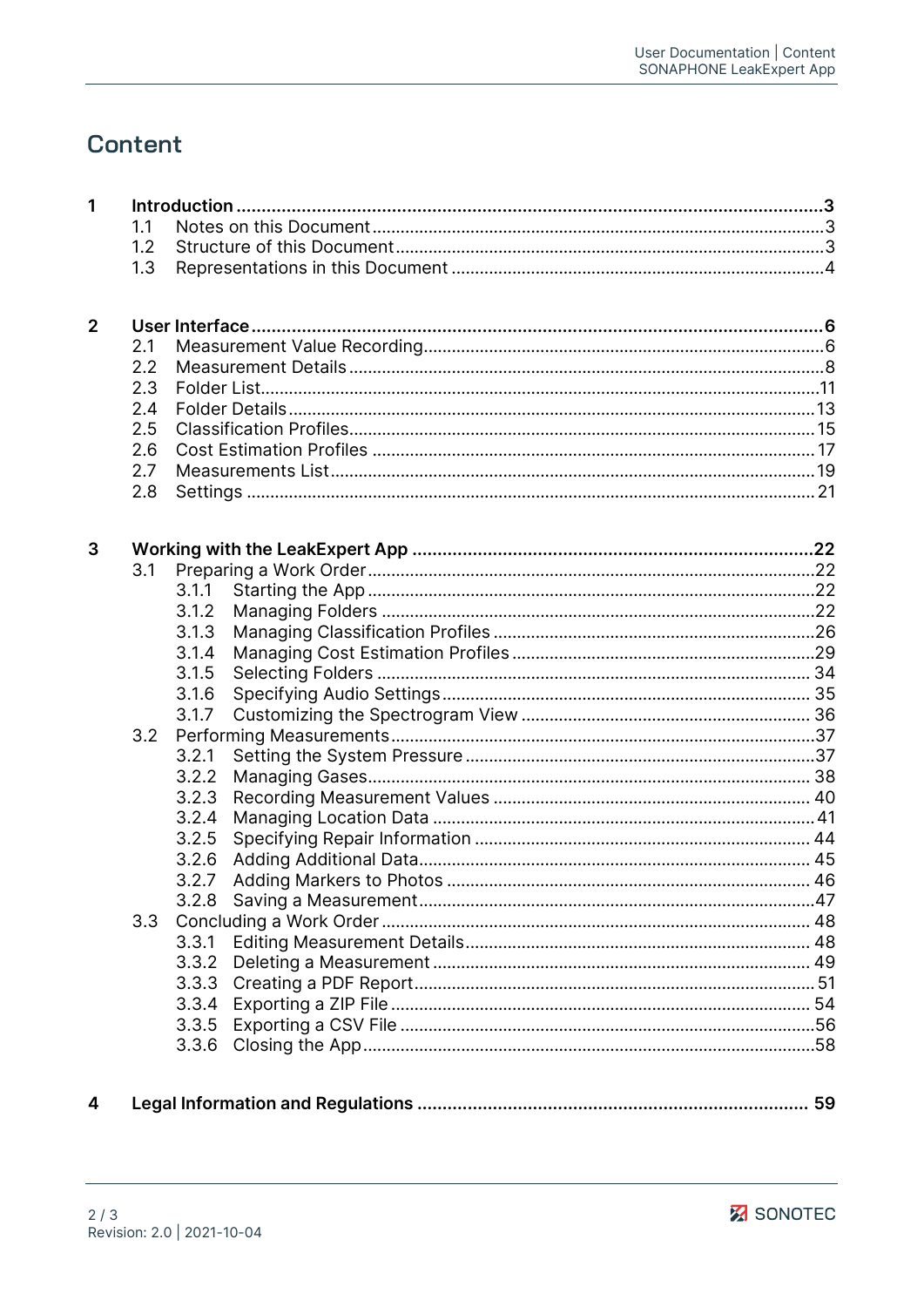# Content

- **1 Introduction ..... 3**
  - 1.1 Notes on this Document ..... 3
  - 1.2 Structure of this Document ..... 3
  - 1.3 Representations in this Document ..... 4
- **2 User Interface ..... 6**
  - 2.1 Measurement Value Recording ..... 6
  - 2.2 Measurement Details ..... 8
  - 2.3 Folder List ..... 11
  - 2.4 Folder Details ..... 13
  - 2.5 Classification Profiles ..... 15
  - 2.6 Cost Estimation Profiles ..... 17
  - 2.7 Measurements List ..... 19
  - 2.8 Settings ..... 21
- **3 Working with the LeakExpert App ..... 22**
  - 3.1 Preparing a Work Order ..... 22
    - 3.1.1 Starting the App ..... 22
    - 3.1.2 Managing Folders ..... 22
    - 3.1.3 Managing Classification Profiles ..... 26
    - 3.1.4 Managing Cost Estimation Profiles ..... 29
    - 3.1.5 Selecting Folders ..... 34
    - 3.1.6 Specifying Audio Settings ..... 35
    - 3.1.7 Customizing the Spectrogram View ..... 36
  - 3.2 Performing Measurements ..... 37
    - 3.2.1 Setting the System Pressure ..... 37
    - 3.2.2 Managing Gases ..... 38
    - 3.2.3 Recording Measurement Values ..... 40
    - 3.2.4 Managing Location Data ..... 41
    - 3.2.5 Specifying Repair Information ..... 44
    - 3.2.6 Adding Additional Data ..... 45
    - 3.2.7 Adding Markers to Photos ..... 46
    - 3.2.8 Saving a Measurement ..... 47
  - 3.3 Concluding a Work Order ..... 48
    - 3.3.1 Editing Measurement Details ..... 48
    - 3.3.2 Deleting a Measurement ..... 49
    - 3.3.3 Creating a PDF Report ..... 51
    - 3.3.4 Exporting a ZIP File ..... 54
    - 3.3.5 Exporting a CSV File ..... 56
    - 3.3.6 Closing the App ..... 58
- **4 Legal Information and Regulations ..... 59**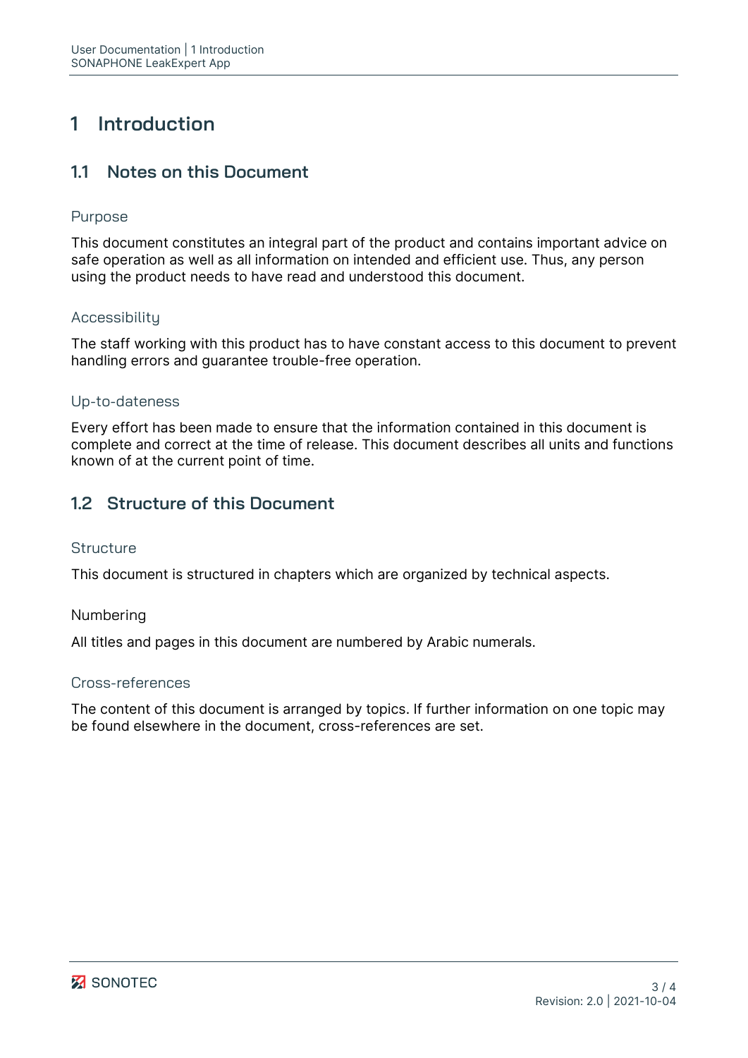# 1 Introduction

## 1.1 Notes on this Document

### Purpose

This document constitutes an integral part of the product and contains important advice on safe operation as well as all information on intended and efficient use. Thus, any person using the product needs to have read and understood this document.

### Accessibility

The staff working with this product has to have constant access to this document to prevent handling errors and guarantee trouble-free operation.

### Up-to-dateness

Every effort has been made to ensure that the information contained in this document is complete and correct at the time of release. This document describes all units and functions known of at the current point of time.

## 1.2 Structure of this Document

### Structure

This document is structured in chapters which are organized by technical aspects.

### Numbering

All titles and pages in this document are numbered by Arabic numerals.

### Cross-references

The content of this document is arranged by topics. If further information on one topic may be found elsewhere in the document, cross-references are set.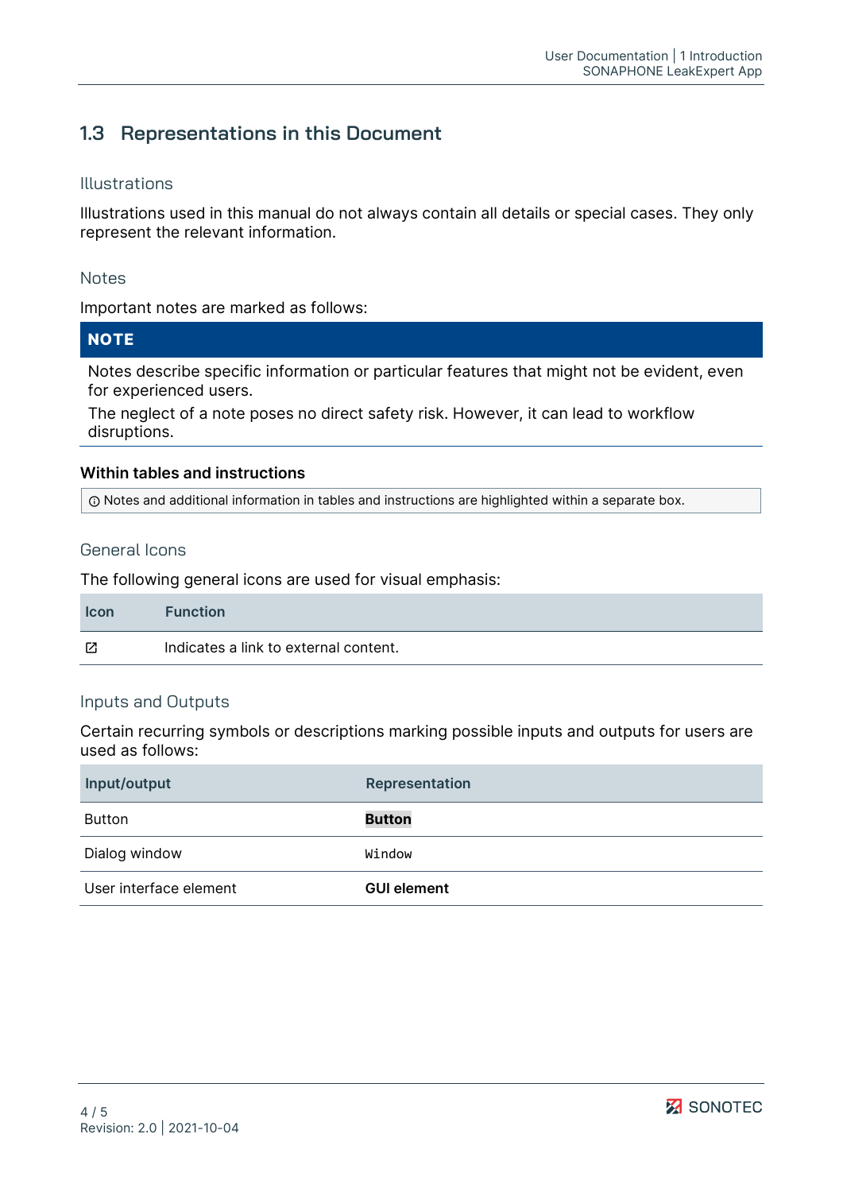## 1.3 Representations in this Document

### Illustrations

Illustrations used in this manual do not always contain all details or special cases. They only represent the relevant information.

### Notes

Important notes are marked as follows:

**NOTE**

Notes describe specific information or particular features that might not be evident, even for experienced users.

The neglect of a note poses no direct safety risk. However, it can lead to workflow disruptions.

**Within tables and instructions**

ⓘ Notes and additional information in tables and instructions are highlighted within a separate box.

### General Icons

The following general icons are used for visual emphasis:

| Icon | Function |
|---|---|
| ↗ | Indicates a link to external content. |

### Inputs and Outputs

Certain recurring symbols or descriptions marking possible inputs and outputs for users are used as follows:

| Input/output | Representation |
|---|---|
| Button | **Button** |
| Dialog window | `Window` |
| User interface element | **GUI element** |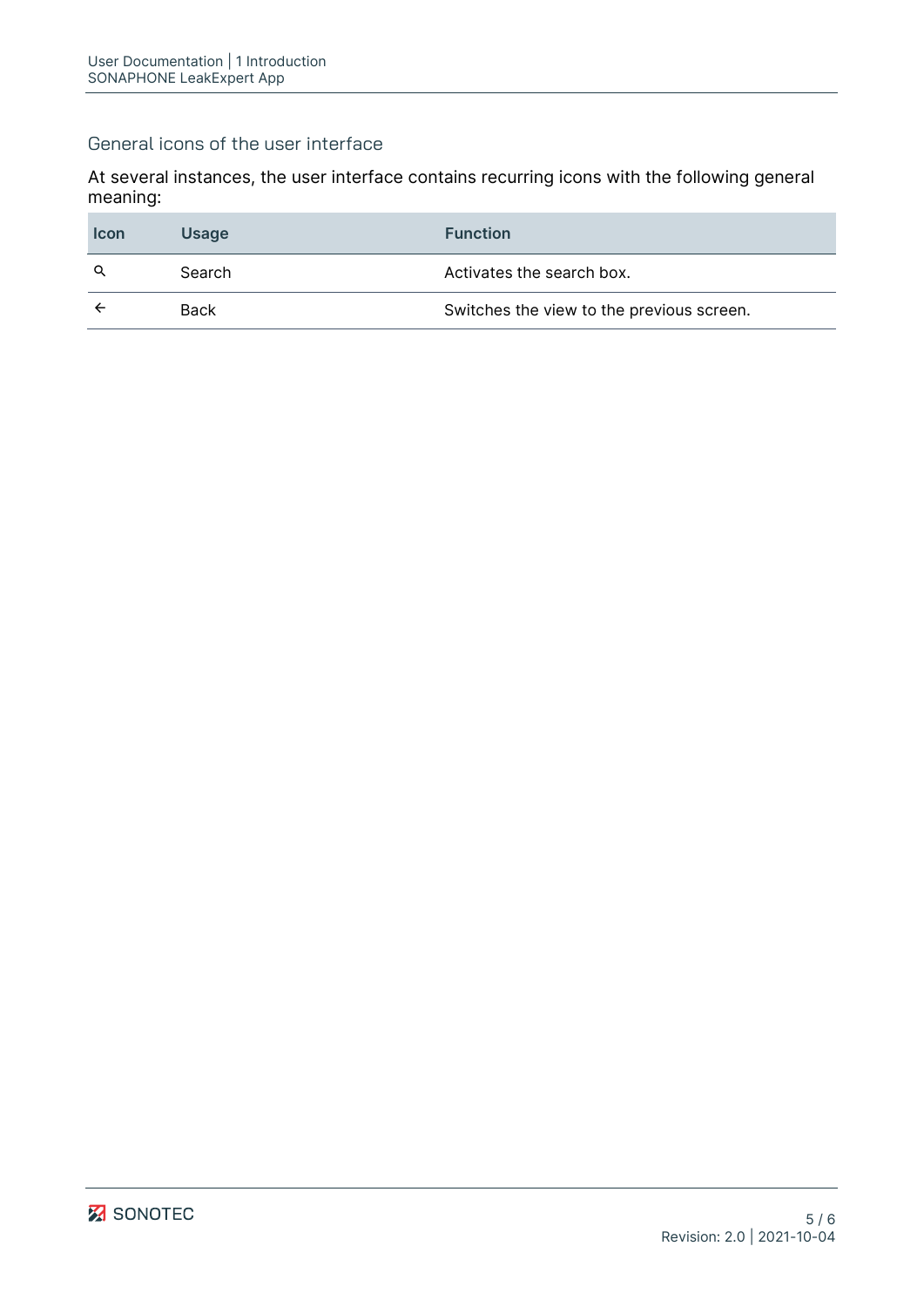### General icons of the user interface

At several instances, the user interface contains recurring icons with the following general meaning:

| Icon | Usage | Function |
| --- | --- | --- |
| 🔍 | Search | Activates the search box. |
| ← | Back | Switches the view to the previous screen. |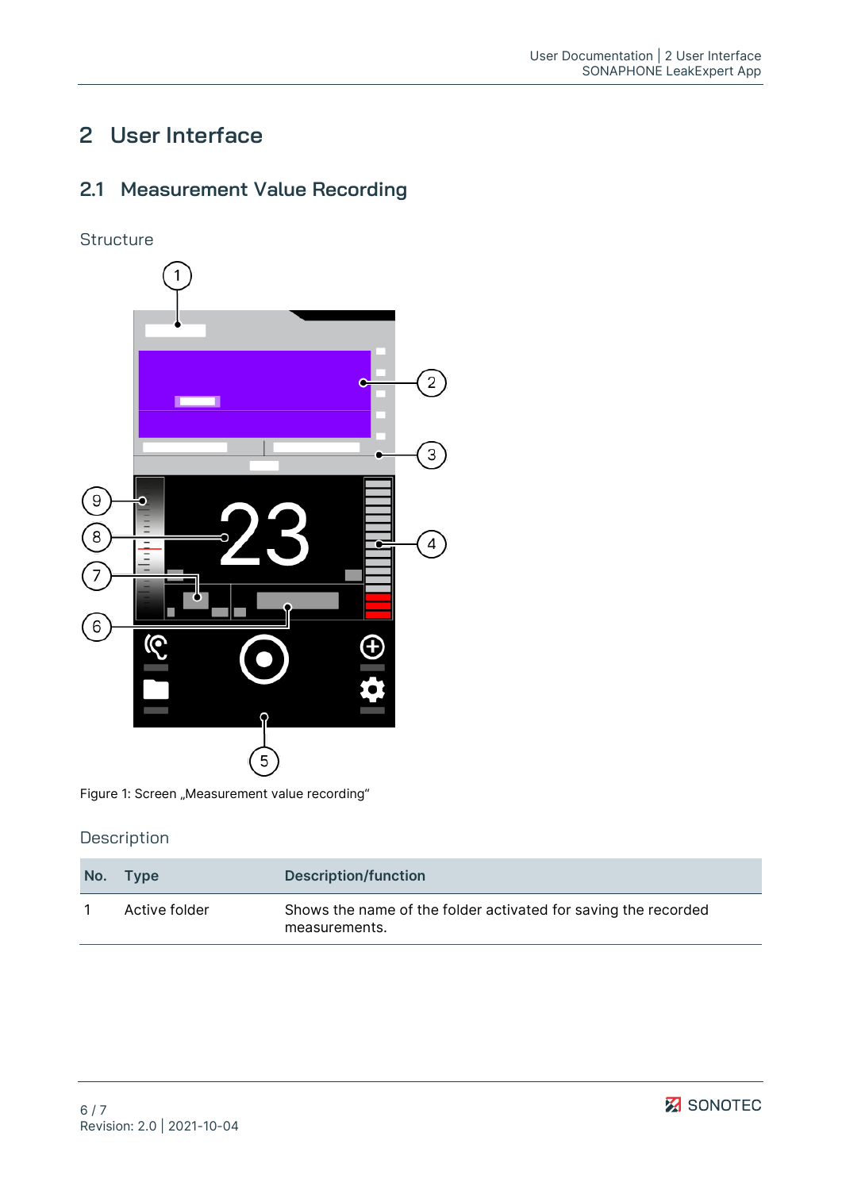# 2 User Interface

## 2.1 Measurement Value Recording

### Structure

Figure 1: Screen „Measurement value recording“

### Description

| No. | Type | Description/function |
|---|---|---|
| 1 | Active folder | Shows the name of the folder activated for saving the recorded measurements. |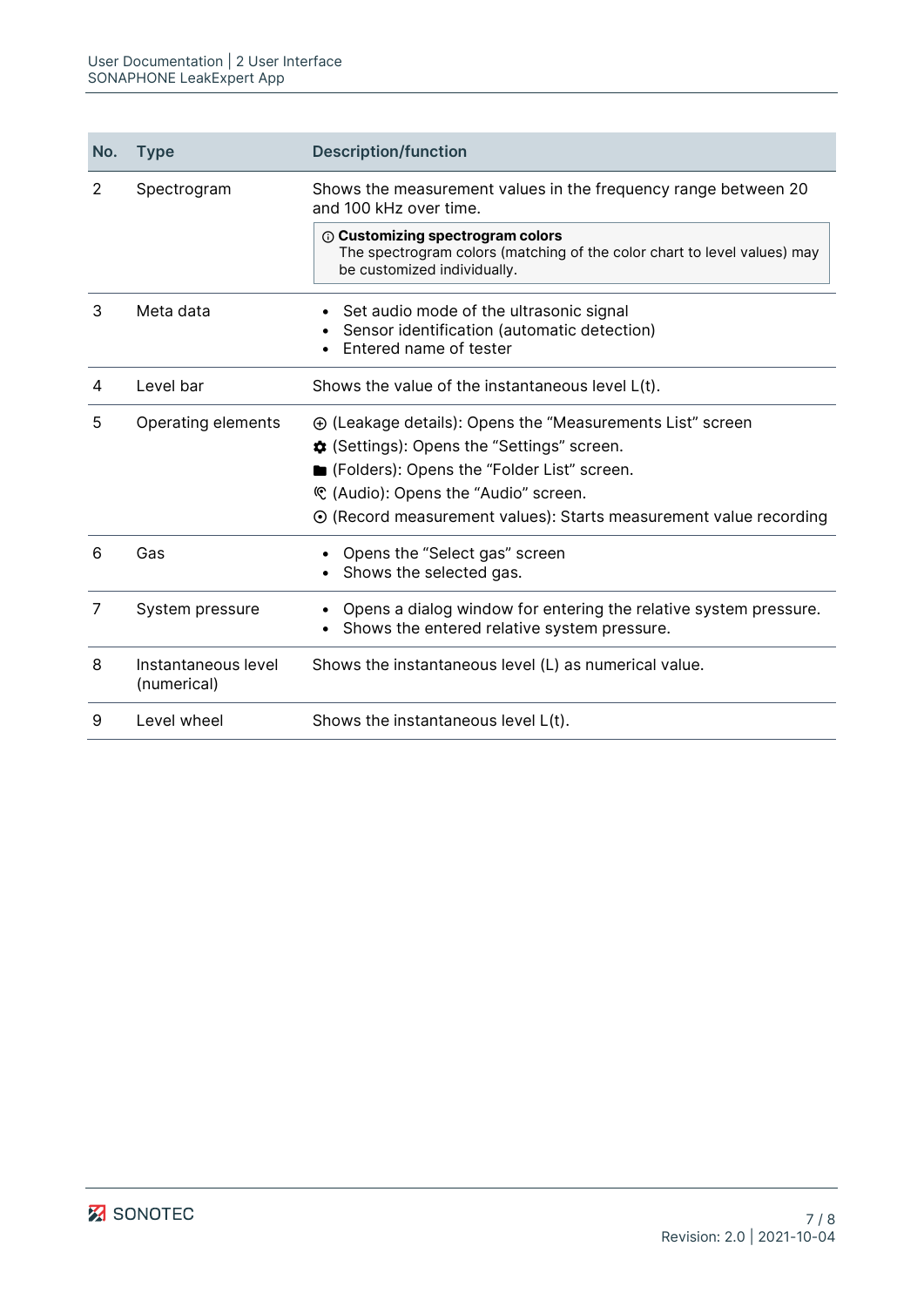| No. | Type | Description/function |
|---|---|---|
| 2 | Spectrogram | Shows the measurement values in the frequency range between 20 and 100 kHz over time.<br><br>ⓘ **Customizing spectrogram colors**<br>The spectrogram colors (matching of the color chart to level values) may be customized individually. |
| 3 | Meta data | • Set audio mode of the ultrasonic signal<br>• Sensor identification (automatic detection)<br>• Entered name of tester |
| 4 | Level bar | Shows the value of the instantaneous level L(t). |
| 5 | Operating elements | ⊕ (Leakage details): Opens the “Measurements List” screen<br>(Settings): Opens the “Settings” screen.<br>(Folders): Opens the “Folder List” screen.<br>(Audio): Opens the “Audio” screen.<br>⊙ (Record measurement values): Starts measurement value recording |
| 6 | Gas | • Opens the “Select gas” screen<br>• Shows the selected gas. |
| 7 | System pressure | • Opens a dialog window for entering the relative system pressure.<br>• Shows the entered relative system pressure. |
| 8 | Instantaneous level (numerical) | Shows the instantaneous level (L) as numerical value. |
| 9 | Level wheel | Shows the instantaneous level L(t). |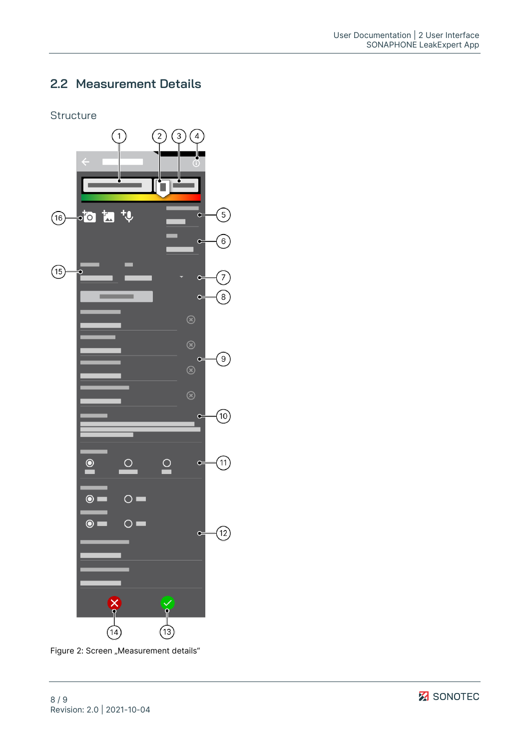## 2.2 Measurement Details

Structure

Figure 2: Screen „Measurement details"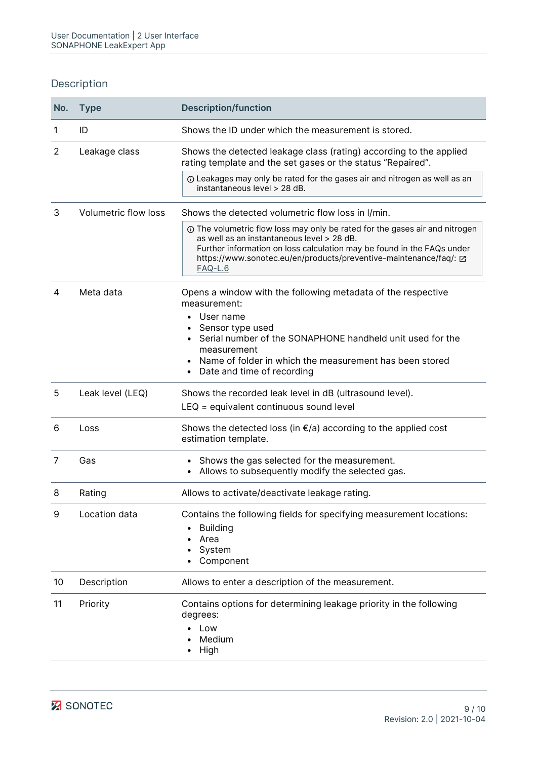### Description

| No. | Type | Description/function |
|---|---|---|
| 1 | ID | Shows the ID under which the measurement is stored. |
| 2 | Leakage class | Shows the detected leakage class (rating) according to the applied rating template and the set gases or the status "Repaired".<br>ⓘ Leakages may only be rated for the gases air and nitrogen as well as an instantaneous level > 28 dB. |
| 3 | Volumetric flow loss | Shows the detected volumetric flow loss in l/min.<br>ⓘ The volumetric flow loss may only be rated for the gases air and nitrogen as well as an instantaneous level > 28 dB.<br>Further information on loss calculation may be found in the FAQs under https://www.sonotec.eu/en/products/preventive-maintenance/faq/: FAQ-L.6 |
| 4 | Meta data | Opens a window with the following metadata of the respective measurement:<br>• User name<br>• Sensor type used<br>• Serial number of the SONAPHONE handheld unit used for the measurement<br>• Name of folder in which the measurement has been stored<br>• Date and time of recording |
| 5 | Leak level (LEQ) | Shows the recorded leak level in dB (ultrasound level).<br>LEQ = equivalent continuous sound level |
| 6 | Loss | Shows the detected loss (in €/a) according to the applied cost estimation template. |
| 7 | Gas | • Shows the gas selected for the measurement.<br>• Allows to subsequently modify the selected gas. |
| 8 | Rating | Allows to activate/deactivate leakage rating. |
| 9 | Location data | Contains the following fields for specifying measurement locations:<br>• Building<br>• Area<br>• System<br>• Component |
| 10 | Description | Allows to enter a description of the measurement. |
| 11 | Priority | Contains options for determining leakage priority in the following degrees:<br>• Low<br>• Medium<br>• High |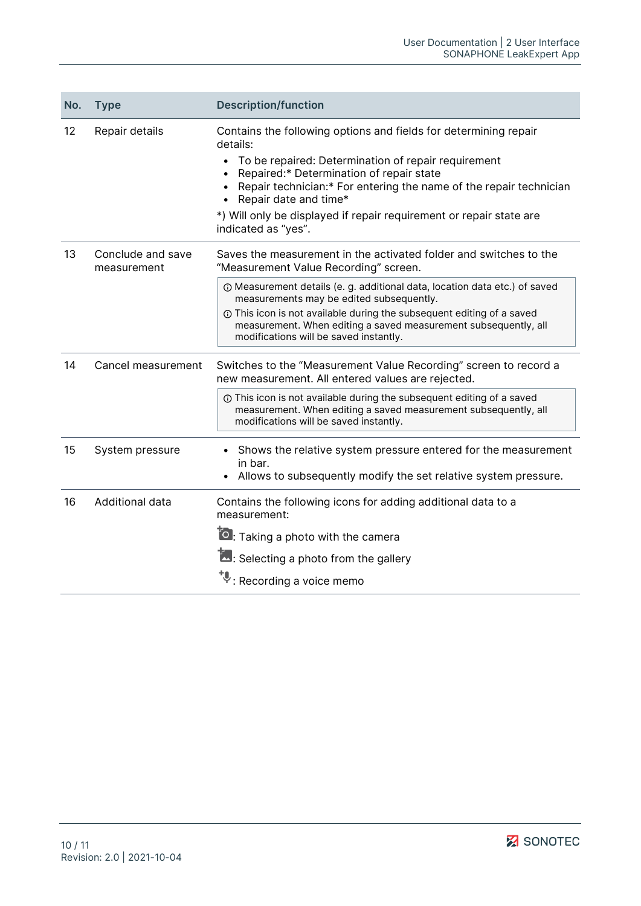| No. | Type | Description/function |
|---|---|---|
| 12 | Repair details | Contains the following options and fields for determining repair details:<br>• To be repaired: Determination of repair requirement<br>• Repaired:* Determination of repair state<br>• Repair technician:* For entering the name of the repair technician<br>• Repair date and time*<br>*) Will only be displayed if repair requirement or repair state are indicated as "yes". |
| 13 | Conclude and save measurement | Saves the measurement in the activated folder and switches to the "Measurement Value Recording" screen.<br>ⓘ Measurement details (e. g. additional data, location data etc.) of saved measurements may be edited subsequently.<br>ⓘ This icon is not available during the subsequent editing of a saved measurement. When editing a saved measurement subsequently, all modifications will be saved instantly. |
| 14 | Cancel measurement | Switches to the "Measurement Value Recording" screen to record a new measurement. All entered values are rejected.<br>ⓘ This icon is not available during the subsequent editing of a saved measurement. When editing a saved measurement subsequently, all modifications will be saved instantly. |
| 15 | System pressure | • Shows the relative system pressure entered for the measurement in bar.<br>• Allows to subsequently modify the set relative system pressure. |
| 16 | Additional data | Contains the following icons for adding additional data to a measurement:<br>: Taking a photo with the camera<br>: Selecting a photo from the gallery<br>: Recording a voice memo |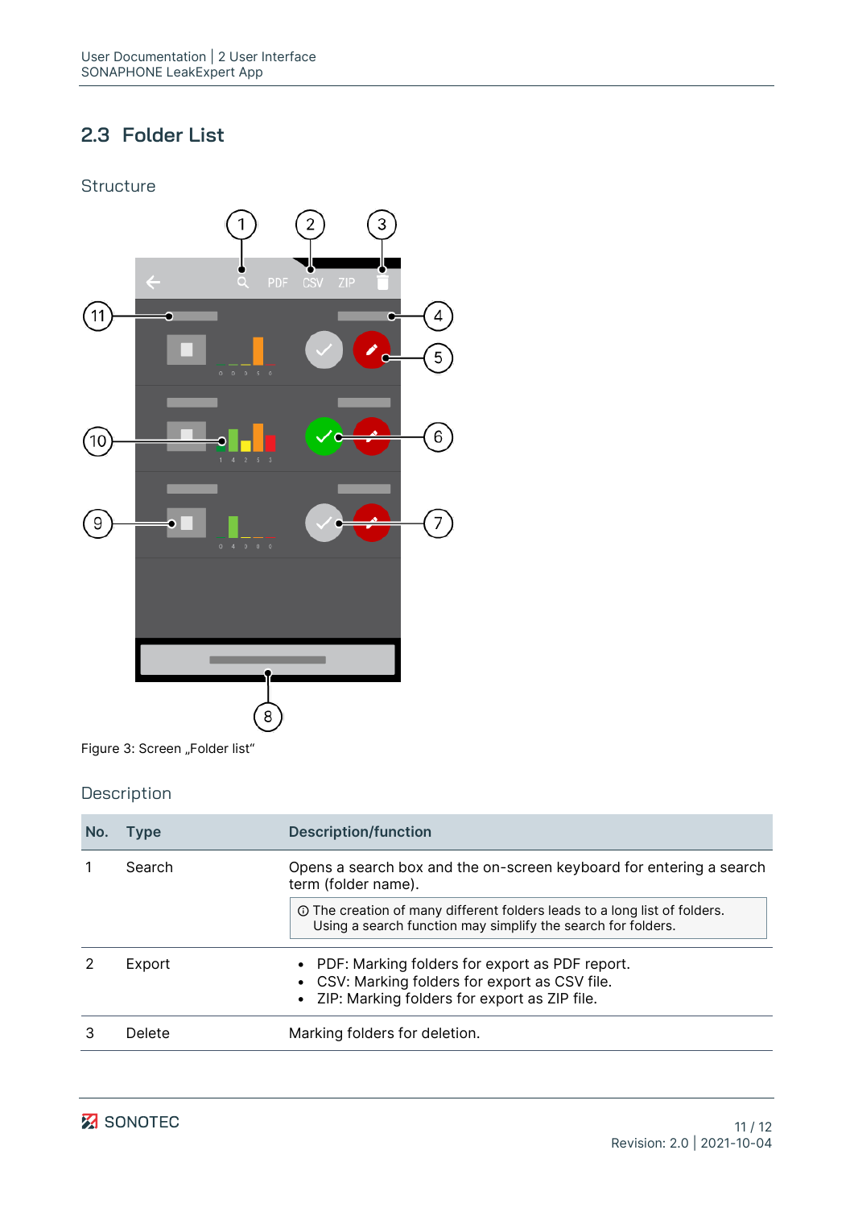## 2.3 Folder List

### Structure

Figure 3: Screen „Folder list"

### Description

| No. | Type | Description/function |
|---|---|---|
| 1 | Search | Opens a search box and the on-screen keyboard for entering a search term (folder name).<br>ⓘ The creation of many different folders leads to a long list of folders. Using a search function may simplify the search for folders. |
| 2 | Export | • PDF: Marking folders for export as PDF report.<br>• CSV: Marking folders for export as CSV file.<br>• ZIP: Marking folders for export as ZIP file. |
| 3 | Delete | Marking folders for deletion. |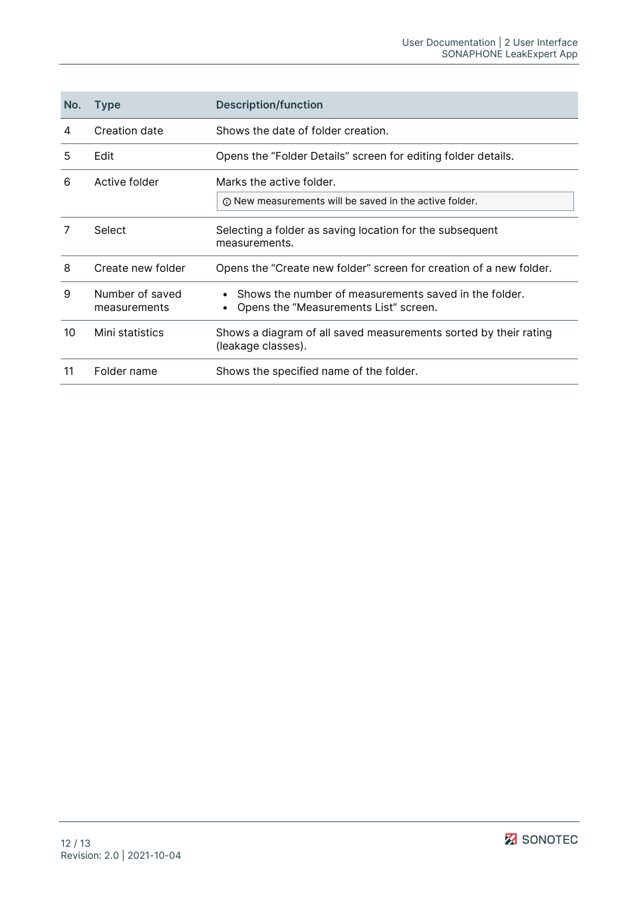| No. | Type | Description/function |
|---|---|---|
| 4 | Creation date | Shows the date of folder creation. |
| 5 | Edit | Opens the “Folder Details” screen for editing folder details. |
| 6 | Active folder | Marks the active folder.<br>ⓘ New measurements will be saved in the active folder. |
| 7 | Select | Selecting a folder as saving location for the subsequent measurements. |
| 8 | Create new folder | Opens the “Create new folder” screen for creation of a new folder. |
| 9 | Number of saved measurements | • Shows the number of measurements saved in the folder.<br>• Opens the “Measurements List” screen. |
| 10 | Mini statistics | Shows a diagram of all saved measurements sorted by their rating (leakage classes). |
| 11 | Folder name | Shows the specified name of the folder. |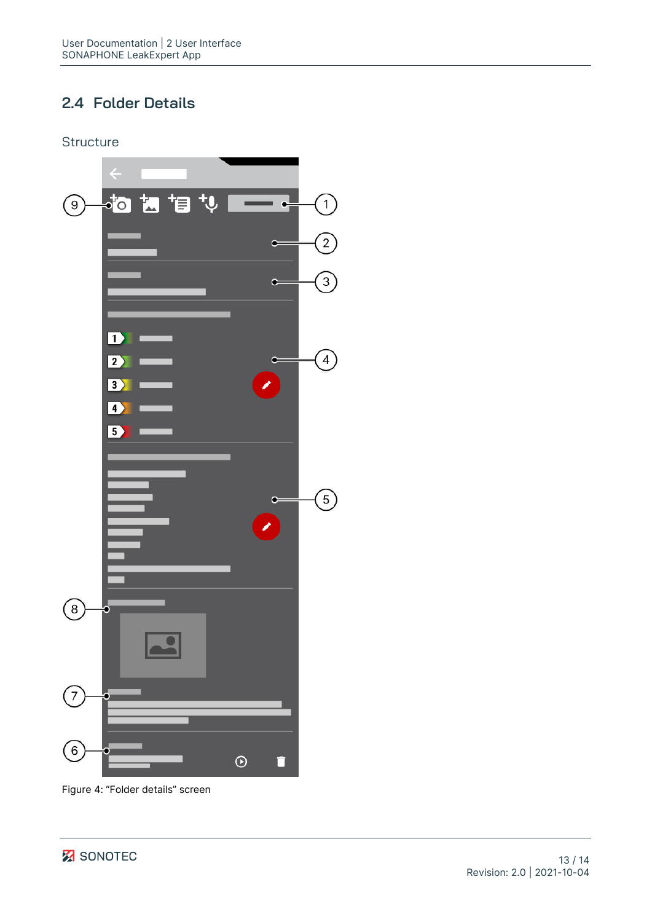## 2.4 Folder Details

Structure

Figure 4: “Folder details” screen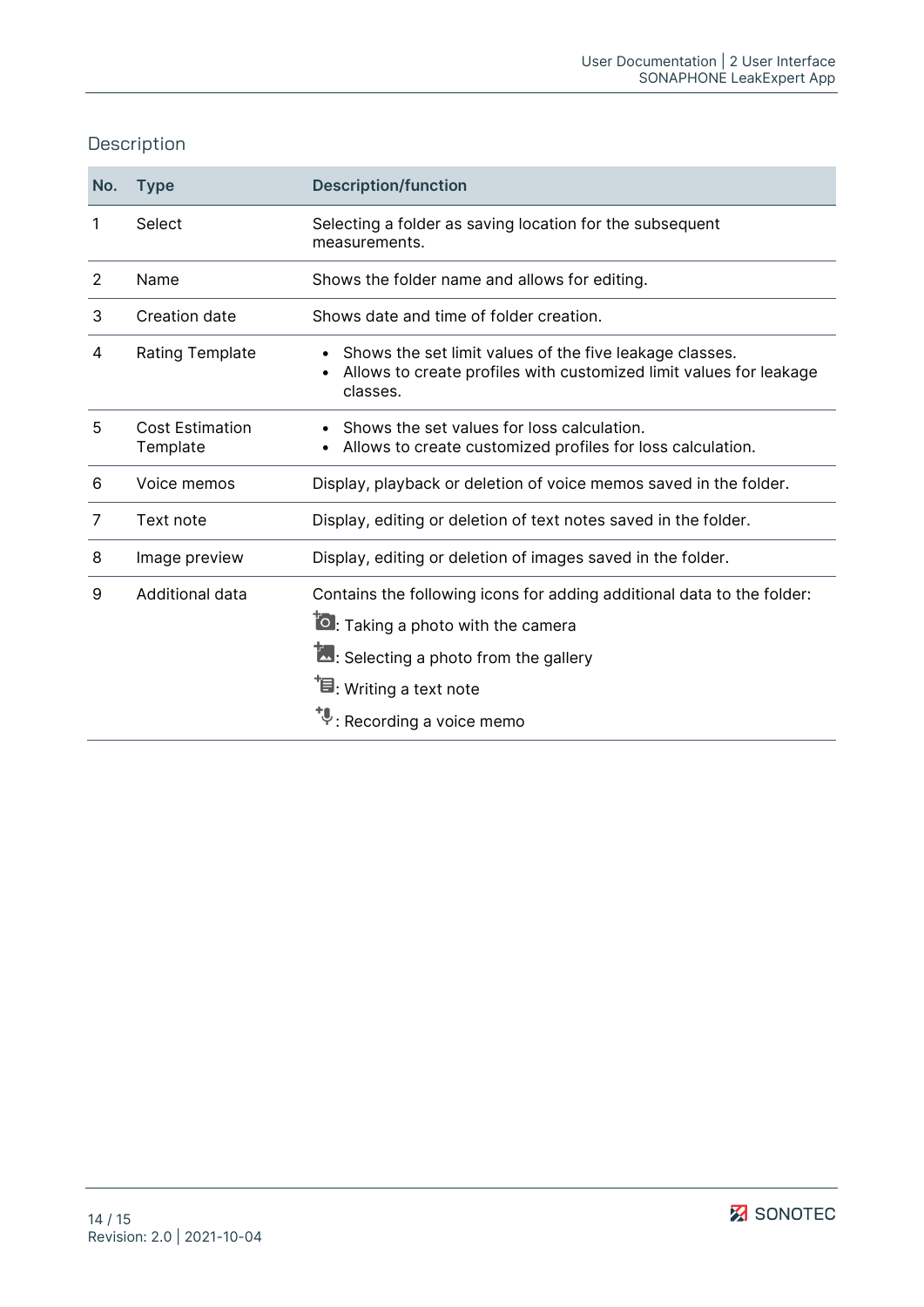Description

| No. | Type | Description/function |
| --- | --- | --- |
| 1 | Select | Selecting a folder as saving location for the subsequent measurements. |
| 2 | Name | Shows the folder name and allows for editing. |
| 3 | Creation date | Shows date and time of folder creation. |
| 4 | Rating Template | • Shows the set limit values of the five leakage classes.<br>• Allows to create profiles with customized limit values for leakage classes. |
| 5 | Cost Estimation Template | • Shows the set values for loss calculation.<br>• Allows to create customized profiles for loss calculation. |
| 6 | Voice memos | Display, playback or deletion of voice memos saved in the folder. |
| 7 | Text note | Display, editing or deletion of text notes saved in the folder. |
| 8 | Image preview | Display, editing or deletion of images saved in the folder. |
| 9 | Additional data | Contains the following icons for adding additional data to the folder:<br>: Taking a photo with the camera<br>: Selecting a photo from the gallery<br>: Writing a text note<br>: Recording a voice memo |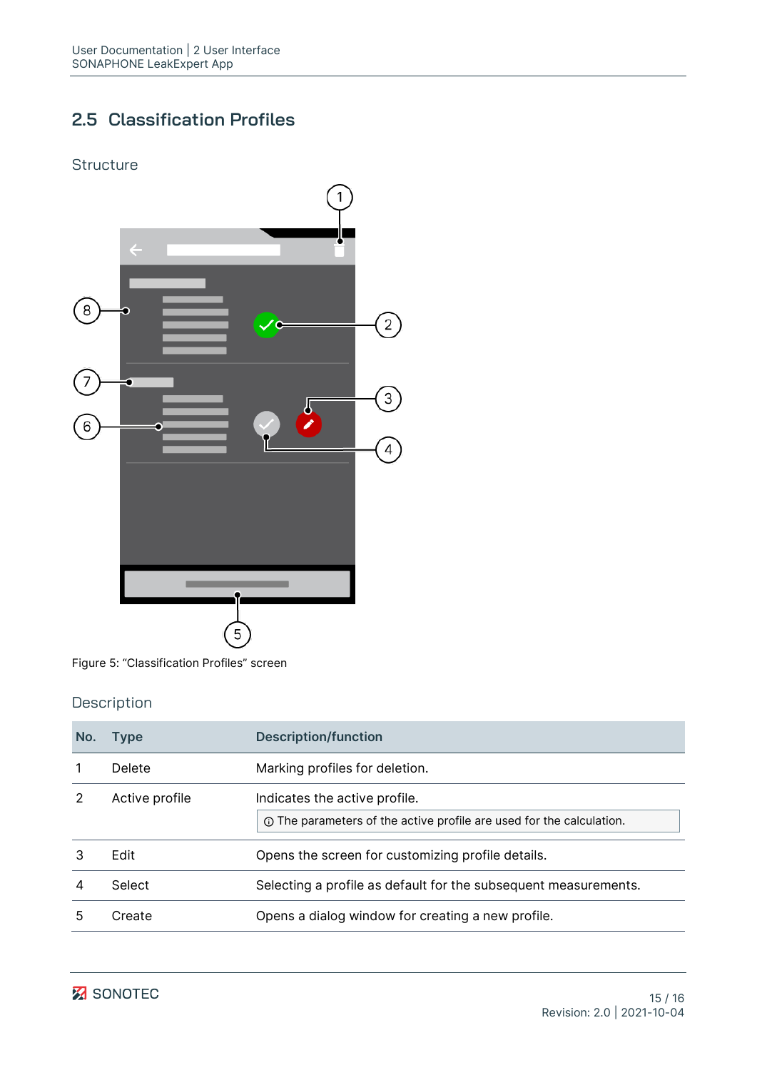## 2.5 Classification Profiles

### Structure

Figure 5: "Classification Profiles" screen

### Description

| No. | Type | Description/function |
|---|---|---|
| 1 | Delete | Marking profiles for deletion. |
| 2 | Active profile | Indicates the active profile.<br>ⓘ The parameters of the active profile are used for the calculation. |
| 3 | Edit | Opens the screen for customizing profile details. |
| 4 | Select | Selecting a profile as default for the subsequent measurements. |
| 5 | Create | Opens a dialog window for creating a new profile. |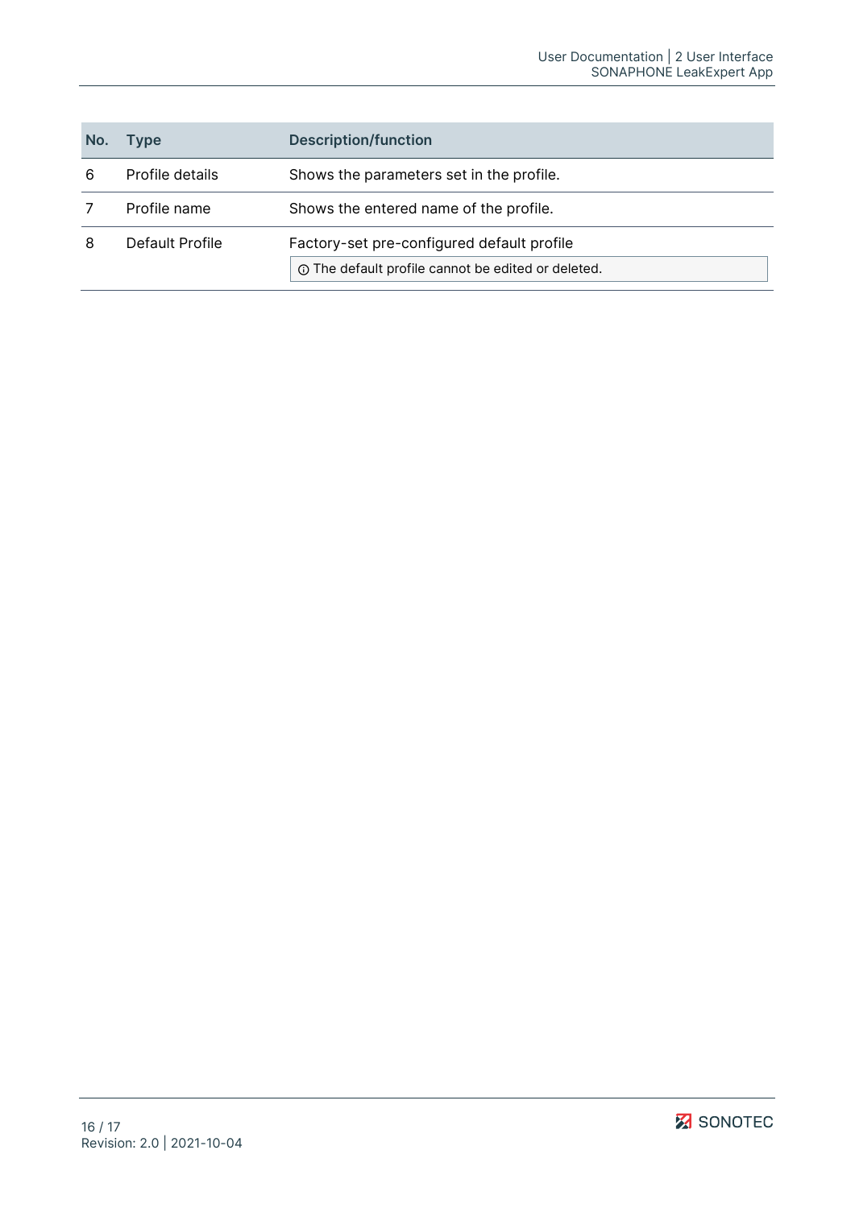| No. | Type | Description/function |
|---|---|---|
| 6 | Profile details | Shows the parameters set in the profile. |
| 7 | Profile name | Shows the entered name of the profile. |
| 8 | Default Profile | Factory-set pre-configured default profile<br>ⓘ The default profile cannot be edited or deleted. |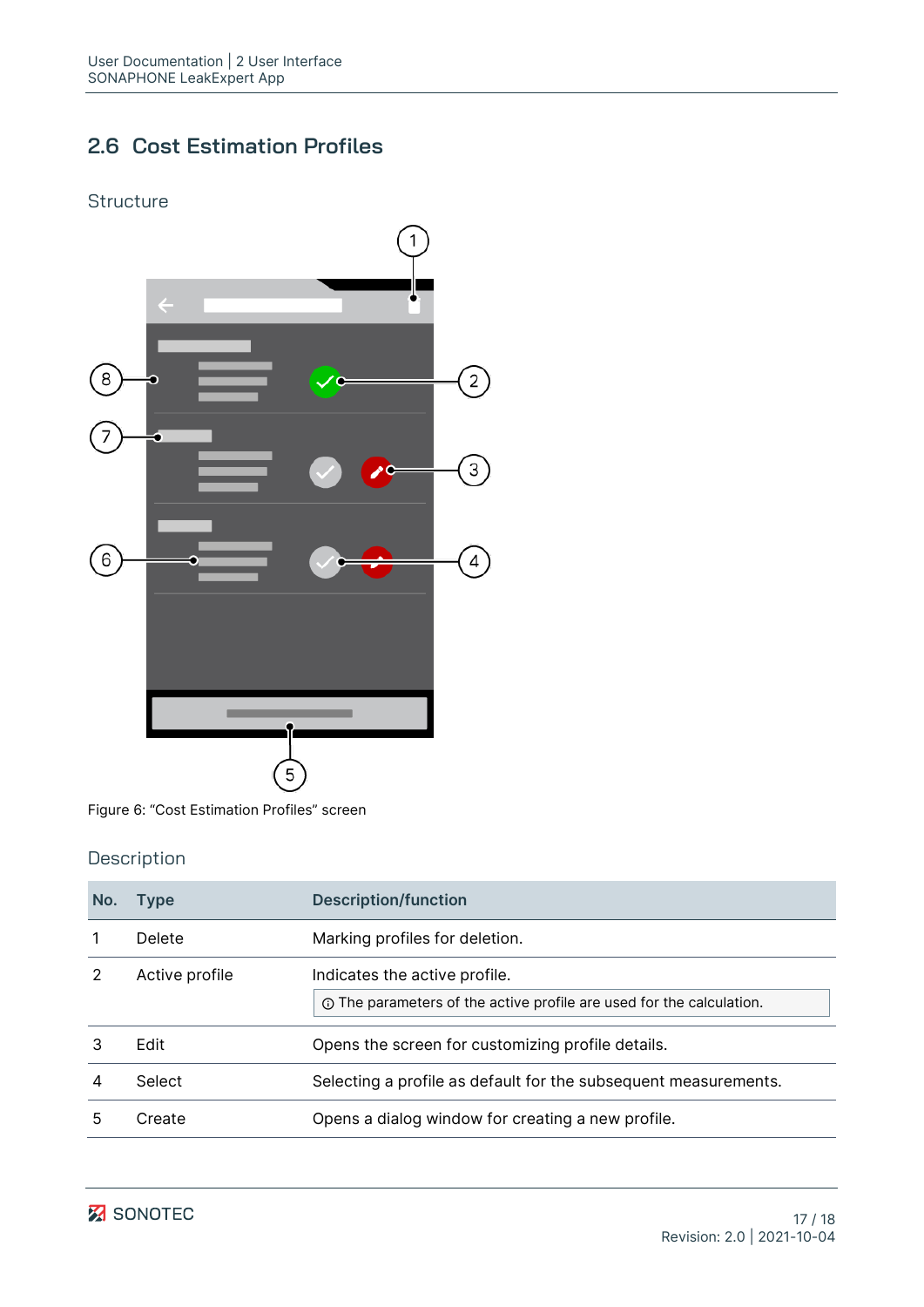## 2.6 Cost Estimation Profiles

### Structure

Figure 6: "Cost Estimation Profiles" screen

### Description

| No. | Type | Description/function |
|---|---|---|
| 1 | Delete | Marking profiles for deletion. |
| 2 | Active profile | Indicates the active profile.<br>ⓘ The parameters of the active profile are used for the calculation. |
| 3 | Edit | Opens the screen for customizing profile details. |
| 4 | Select | Selecting a profile as default for the subsequent measurements. |
| 5 | Create | Opens a dialog window for creating a new profile. |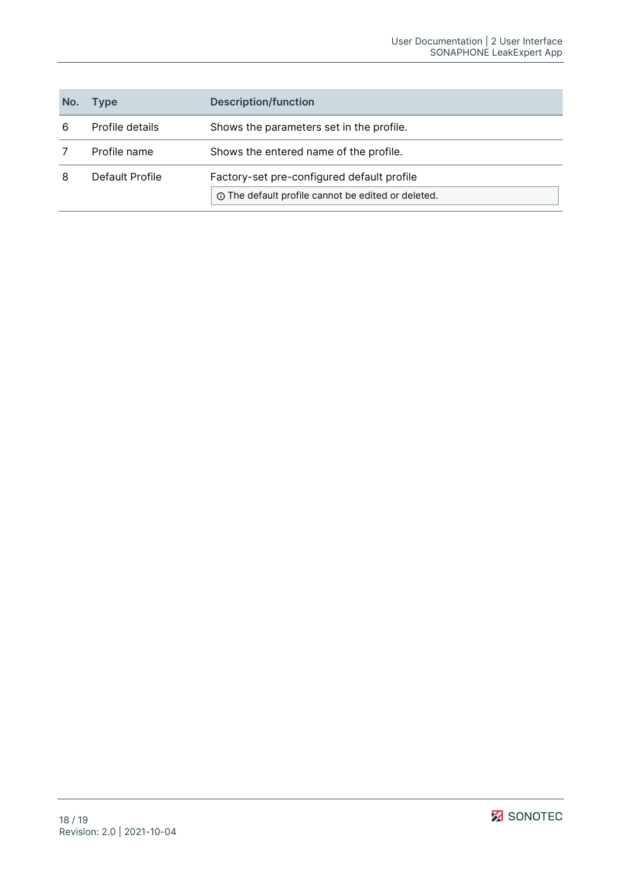| No. | Type | Description/function |
| --- | --- | --- |
| 6 | Profile details | Shows the parameters set in the profile. |
| 7 | Profile name | Shows the entered name of the profile. |
| 8 | Default Profile | Factory-set pre-configured default profile<br>ⓘ The default profile cannot be edited or deleted. |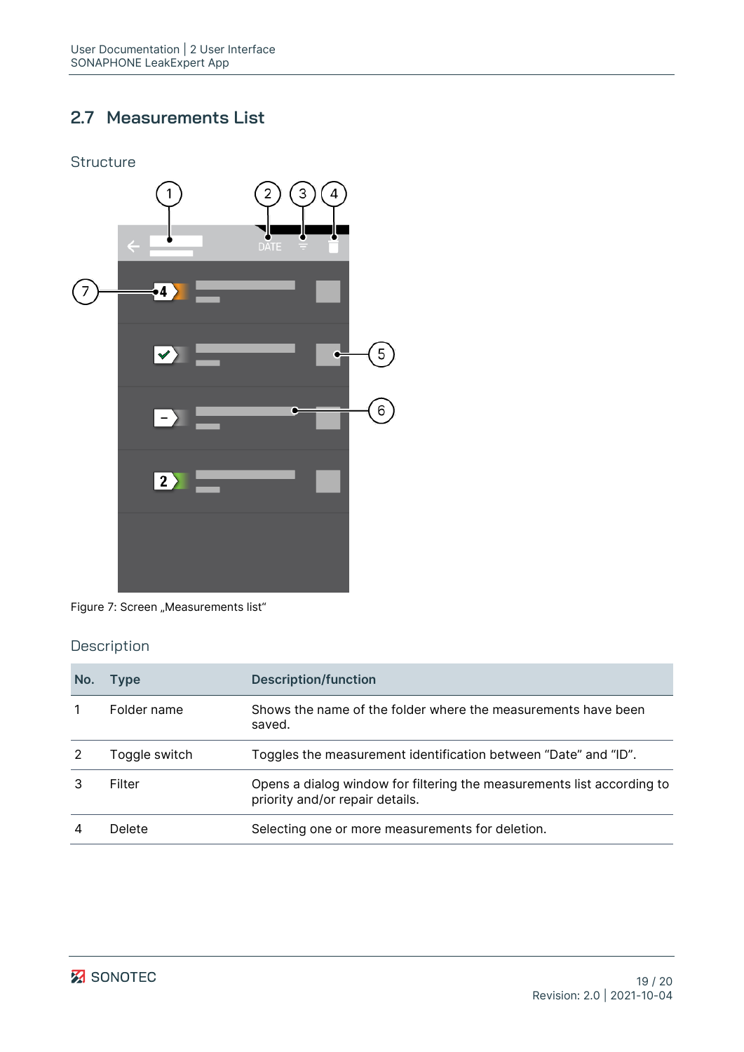## 2.7 Measurements List

### Structure

Figure 7: Screen „Measurements list“

### Description

| No. | Type | Description/function |
|---|---|---|
| 1 | Folder name | Shows the name of the folder where the measurements have been saved. |
| 2 | Toggle switch | Toggles the measurement identification between “Date” and “ID”. |
| 3 | Filter | Opens a dialog window for filtering the measurements list according to priority and/or repair details. |
| 4 | Delete | Selecting one or more measurements for deletion. |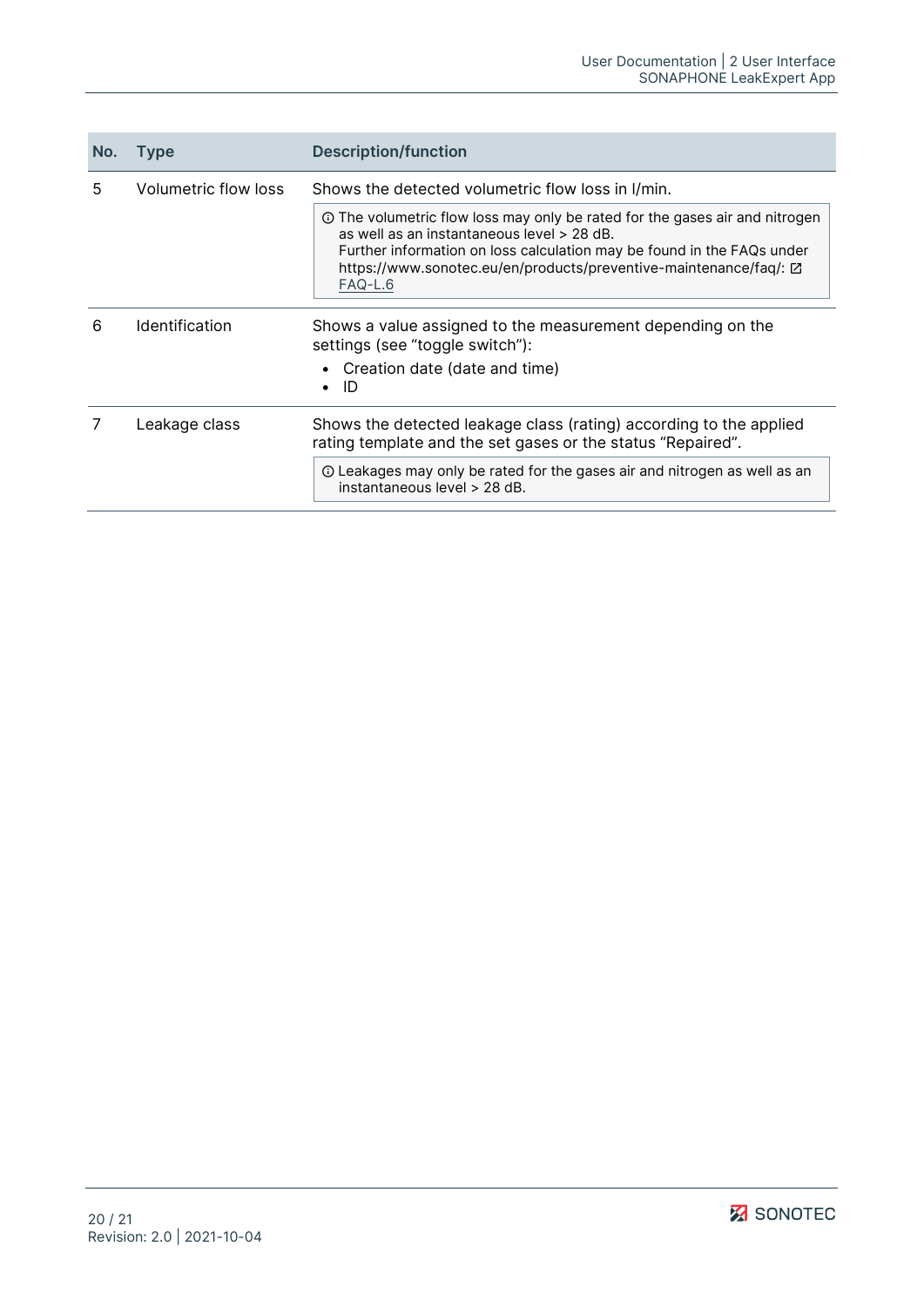| No. | Type | Description/function |
|---|---|---|
| 5 | Volumetric flow loss | Shows the detected volumetric flow loss in l/min.<br><br>ⓘ The volumetric flow loss may only be rated for the gases air and nitrogen as well as an instantaneous level > 28 dB.<br>Further information on loss calculation may be found in the FAQs under https://www.sonotec.eu/en/products/preventive-maintenance/faq/: FAQ-L.6 |
| 6 | Identification | Shows a value assigned to the measurement depending on the settings (see “toggle switch”):<br>• Creation date (date and time)<br>• ID |
| 7 | Leakage class | Shows the detected leakage class (rating) according to the applied rating template and the set gases or the status “Repaired”.<br><br>ⓘ Leakages may only be rated for the gases air and nitrogen as well as an instantaneous level > 28 dB. |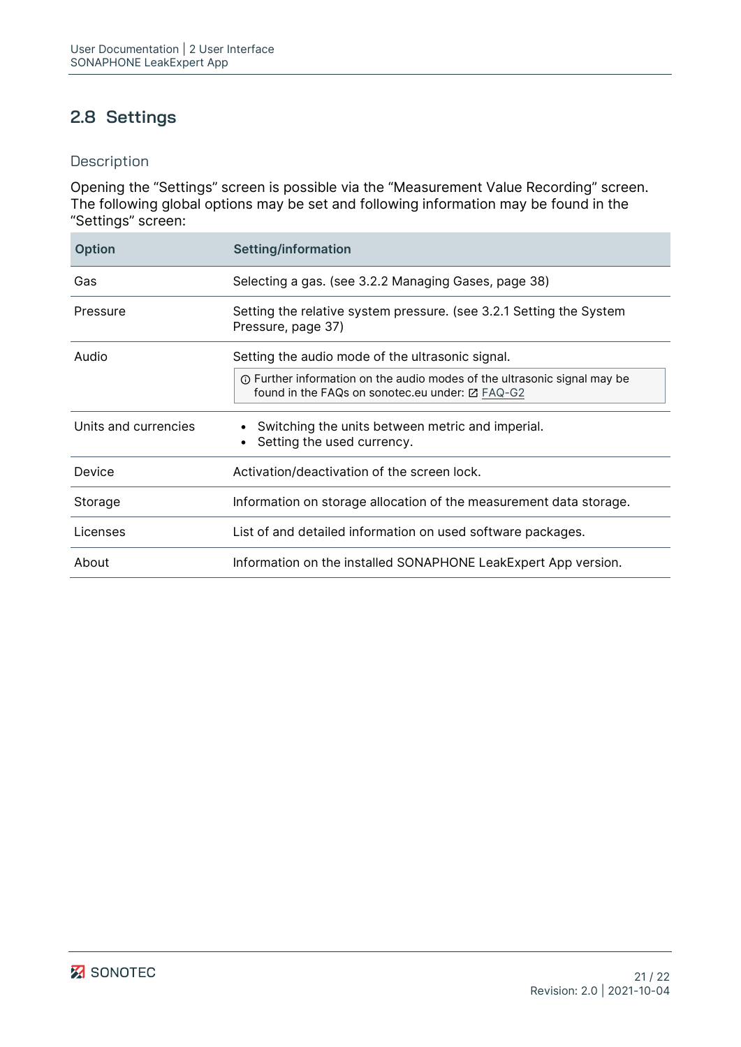## 2.8 Settings

### Description

Opening the “Settings” screen is possible via the “Measurement Value Recording” screen. The following global options may be set and following information may be found in the “Settings” screen:

| Option | Setting/information |
|---|---|
| Gas | Selecting a gas. (see 3.2.2 Managing Gases, page 38) |
| Pressure | Setting the relative system pressure. (see 3.2.1 Setting the System Pressure, page 37) |
| Audio | Setting the audio mode of the ultrasonic signal.<br>ⓘ Further information on the audio modes of the ultrasonic signal may be found in the FAQs on sonotec.eu under: FAQ-G2 |
| Units and currencies | • Switching the units between metric and imperial.<br>• Setting the used currency. |
| Device | Activation/deactivation of the screen lock. |
| Storage | Information on storage allocation of the measurement data storage. |
| Licenses | List of and detailed information on used software packages. |
| About | Information on the installed SONAPHONE LeakExpert App version. |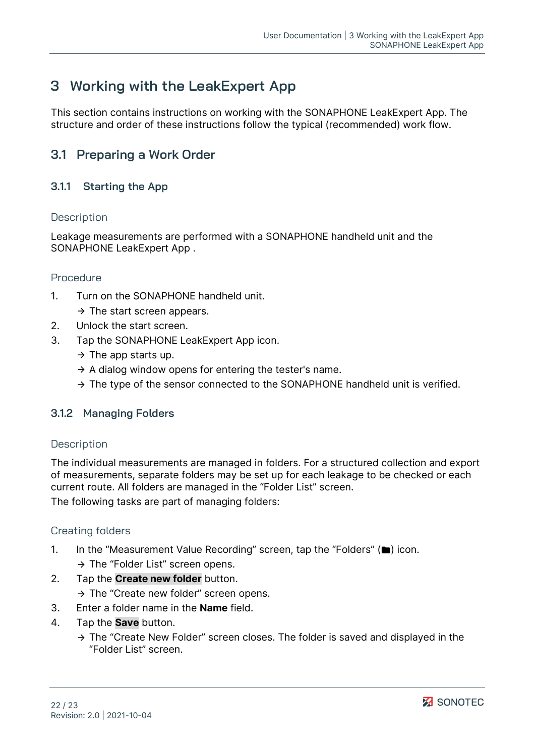# 3 Working with the LeakExpert App

This section contains instructions on working with the SONAPHONE LeakExpert App. The structure and order of these instructions follow the typical (recommended) work flow.

## 3.1 Preparing a Work Order

### 3.1.1 Starting the App

#### Description

Leakage measurements are performed with a SONAPHONE handheld unit and the SONAPHONE LeakExpert App .

#### Procedure

1. Turn on the SONAPHONE handheld unit.
   → The start screen appears.
2. Unlock the start screen.
3. Tap the SONAPHONE LeakExpert App icon.
   → The app starts up.
   → A dialog window opens for entering the tester's name.
   → The type of the sensor connected to the SONAPHONE handheld unit is verified.

### 3.1.2 Managing Folders

#### Description

The individual measurements are managed in folders. For a structured collection and export of measurements, separate folders may be set up for each leakage to be checked or each current route. All folders are managed in the “Folder List” screen.
The following tasks are part of managing folders:

#### Creating folders

1. In the “Measurement Value Recording” screen, tap the “Folders” (■) icon.
   → The “Folder List” screen opens.
2. Tap the **Create new folder** button.
   → The “Create new folder” screen opens.
3. Enter a folder name in the **Name** field.
4. Tap the **Save** button.
   → The “Create New Folder” screen closes. The folder is saved and displayed in the “Folder List” screen.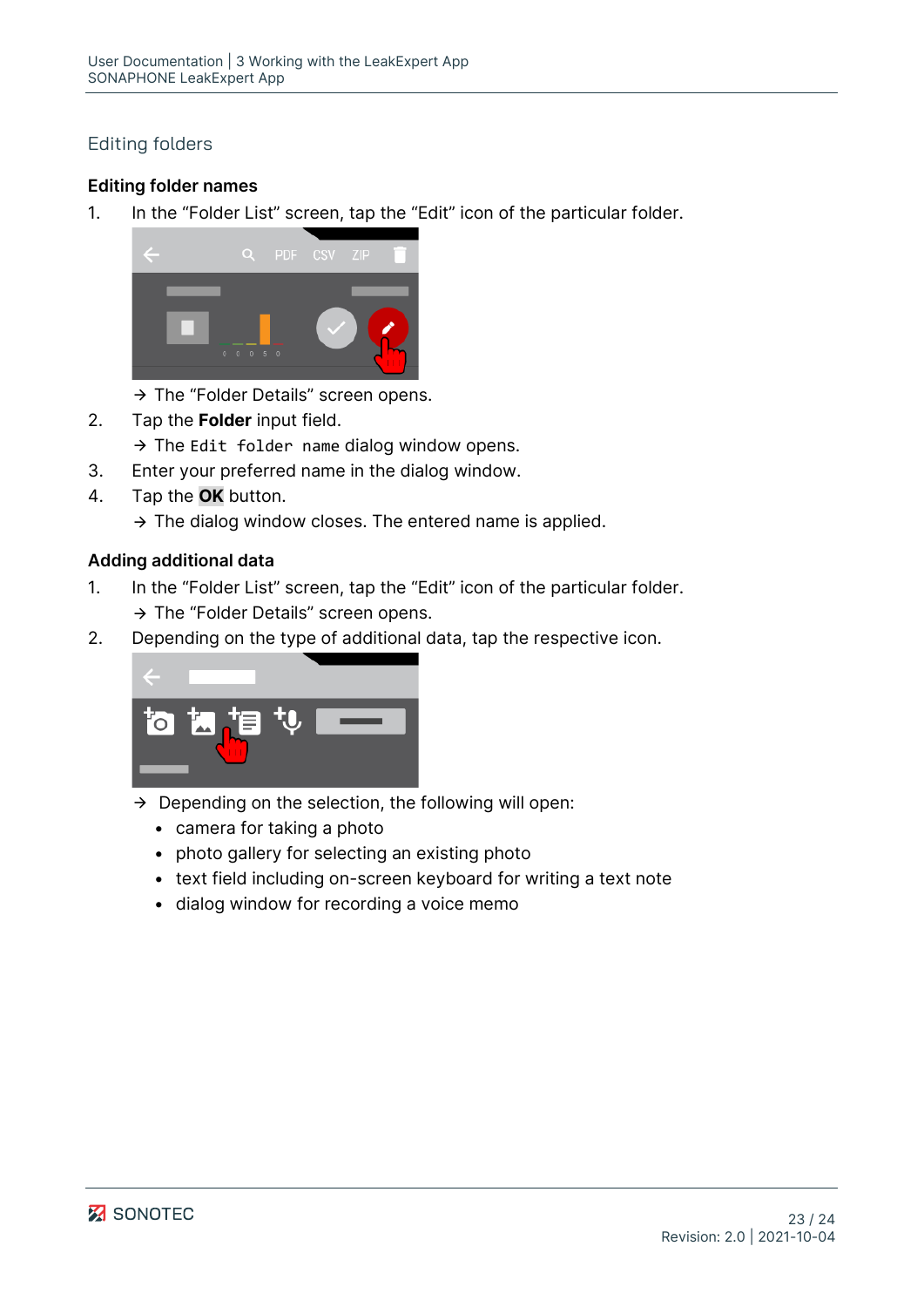## Editing folders

### Editing folder names

1. In the “Folder List” screen, tap the “Edit” icon of the particular folder.

   → The “Folder Details” screen opens.
2. Tap the **Folder** input field.

   → The `Edit folder name` dialog window opens.
3. Enter your preferred name in the dialog window.
4. Tap the **OK** button.

   → The dialog window closes. The entered name is applied.

### Adding additional data

1. In the “Folder List” screen, tap the “Edit” icon of the particular folder.

   → The “Folder Details” screen opens.
2. Depending on the type of additional data, tap the respective icon.

   → Depending on the selection, the following will open:
   - camera for taking a photo
   - photo gallery for selecting an existing photo
   - text field including on-screen keyboard for writing a text note
   - dialog window for recording a voice memo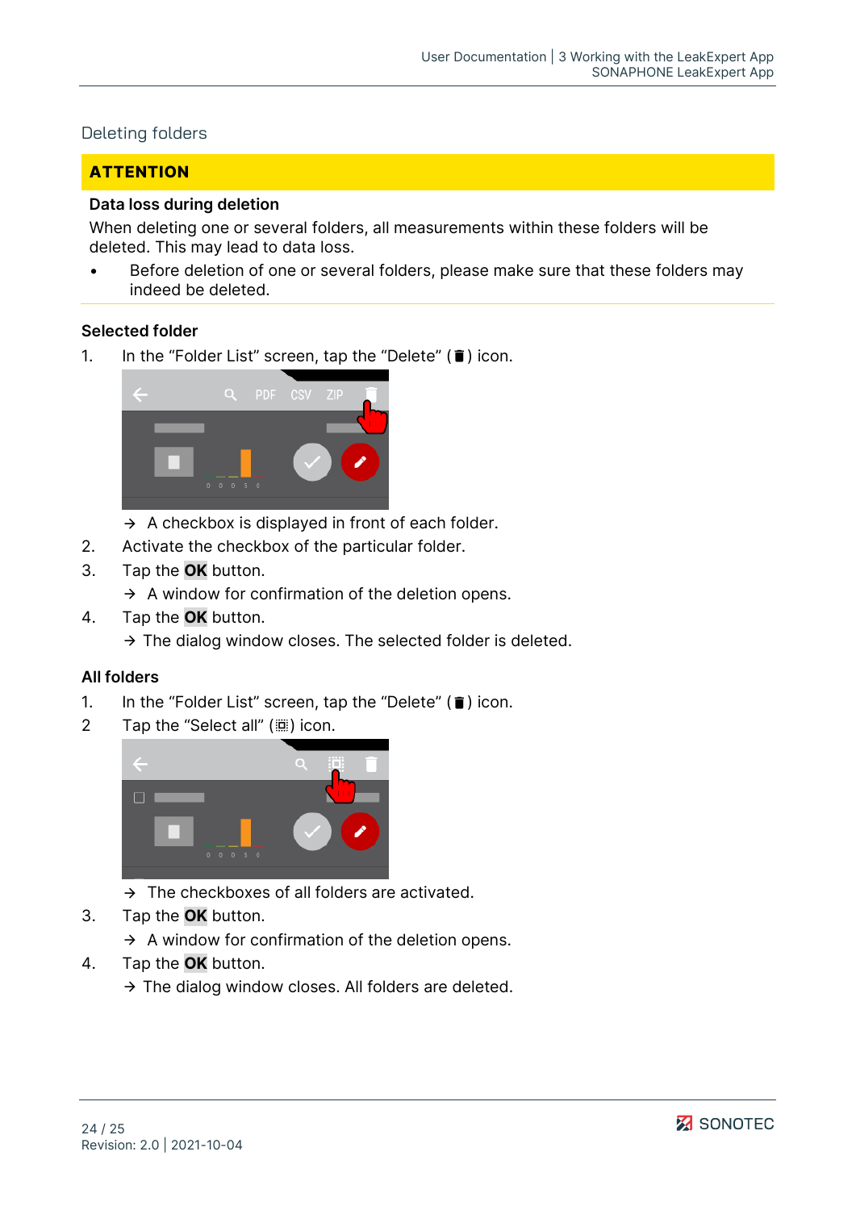### Deleting folders

**ATTENTION**

**Data loss during deletion**

When deleting one or several folders, all measurements within these folders will be deleted. This may lead to data loss.

- Before deletion of one or several folders, please make sure that these folders may indeed be deleted.

**Selected folder**

1. In the “Folder List” screen, tap the “Delete” (🗑) icon.

   → A checkbox is displayed in front of each folder.
2. Activate the checkbox of the particular folder.
3. Tap the **OK** button.

   → A window for confirmation of the deletion opens.
4. Tap the **OK** button.

   → The dialog window closes. The selected folder is deleted.

**All folders**

1. In the “Folder List” screen, tap the “Delete” (🗑) icon.
2. Tap the “Select all” (⬚) icon.

   → The checkboxes of all folders are activated.
3. Tap the **OK** button.

   → A window for confirmation of the deletion opens.
4. Tap the **OK** button.

   → The dialog window closes. All folders are deleted.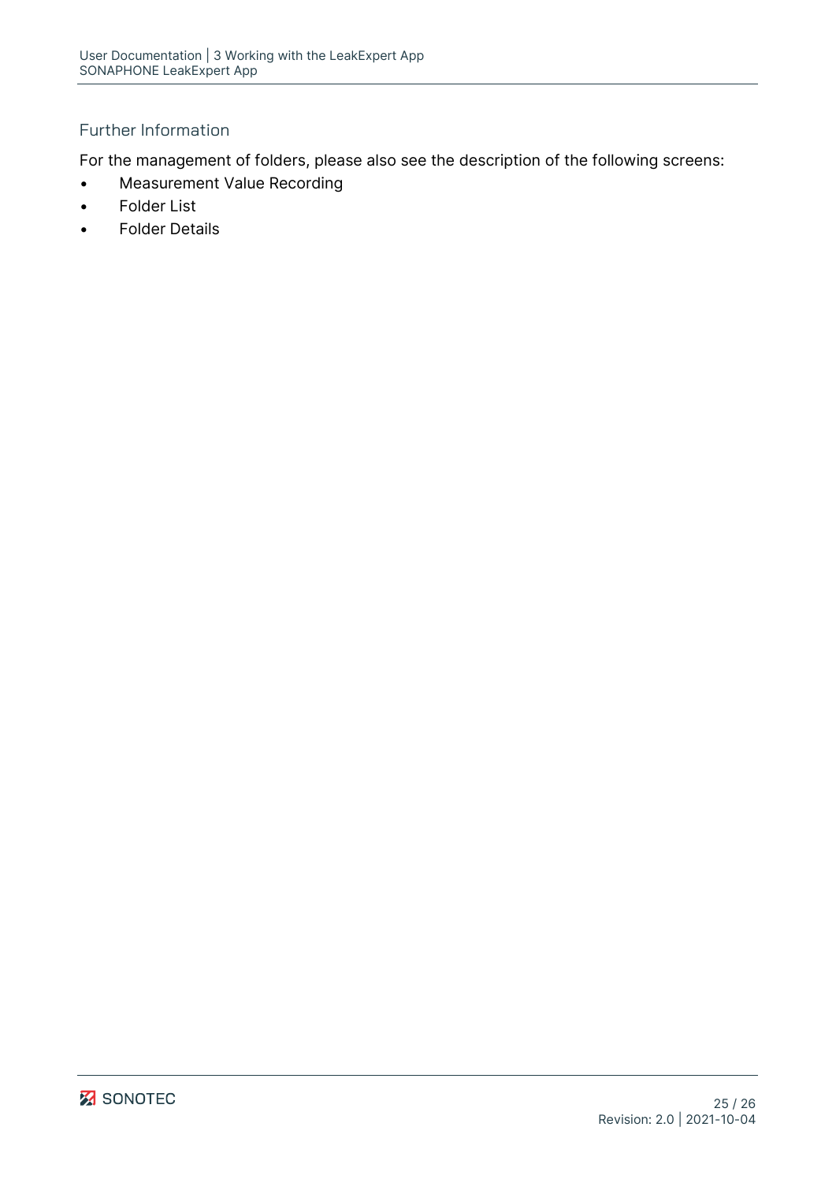### Further Information

For the management of folders, please also see the description of the following screens:

- Measurement Value Recording
- Folder List
- Folder Details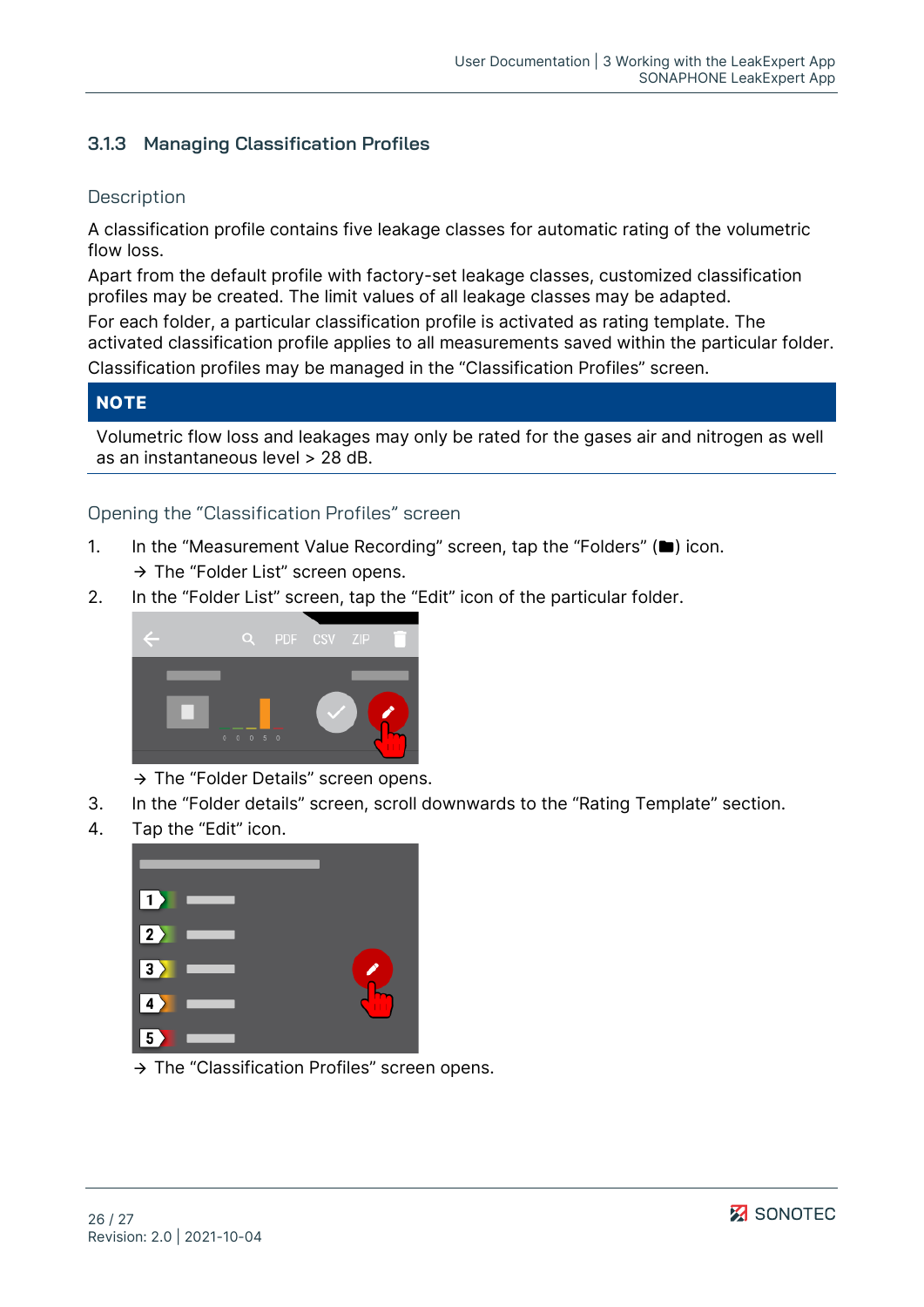### 3.1.3 Managing Classification Profiles

#### Description

A classification profile contains five leakage classes for automatic rating of the volumetric flow loss.

Apart from the default profile with factory-set leakage classes, customized classification profiles may be created. The limit values of all leakage classes may be adapted.

For each folder, a particular classification profile is activated as rating template. The activated classification profile applies to all measurements saved within the particular folder.

Classification profiles may be managed in the “Classification Profiles” screen.

**NOTE**

Volumetric flow loss and leakages may only be rated for the gases air and nitrogen as well as an instantaneous level > 28 dB.

#### Opening the “Classification Profiles” screen

1. In the “Measurement Value Recording” screen, tap the “Folders” (■) icon.
   → The “Folder List” screen opens.
2. In the “Folder List” screen, tap the “Edit” icon of the particular folder.
   → The “Folder Details” screen opens.
3. In the “Folder details” screen, scroll downwards to the “Rating Template” section.
4. Tap the “Edit” icon.
   → The “Classification Profiles” screen opens.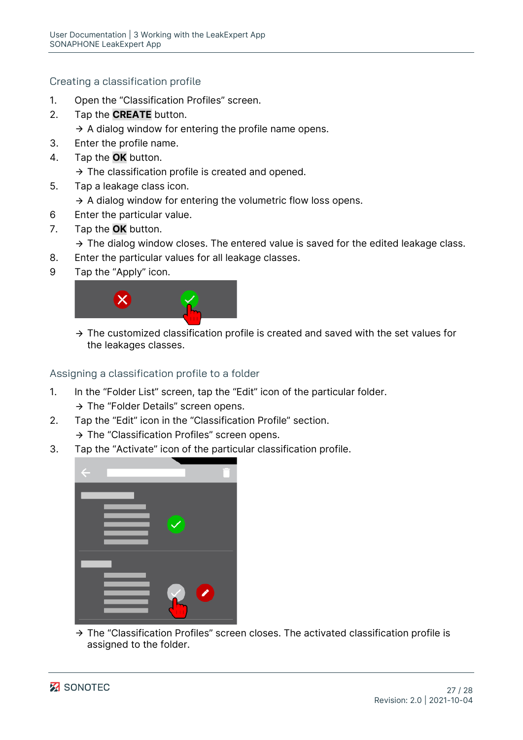### Creating a classification profile

1. Open the “Classification Profiles” screen.
2. Tap the **CREATE** button.
   → A dialog window for entering the profile name opens.
3. Enter the profile name.
4. Tap the **OK** button.
   → The classification profile is created and opened.
5. Tap a leakage class icon.
   → A dialog window for entering the volumetric flow loss opens.
6. Enter the particular value.
7. Tap the **OK** button.
   → The dialog window closes. The entered value is saved for the edited leakage class.
8. Enter the particular values for all leakage classes.
9. Tap the “Apply” icon.

   → The customized classification profile is created and saved with the set values for the leakages classes.

### Assigning a classification profile to a folder

1. In the “Folder List” screen, tap the “Edit” icon of the particular folder.
   → The “Folder Details” screen opens.
2. Tap the “Edit” icon in the “Classification Profile” section.
   → The “Classification Profiles” screen opens.
3. Tap the “Activate” icon of the particular classification profile.

   → The “Classification Profiles” screen closes. The activated classification profile is assigned to the folder.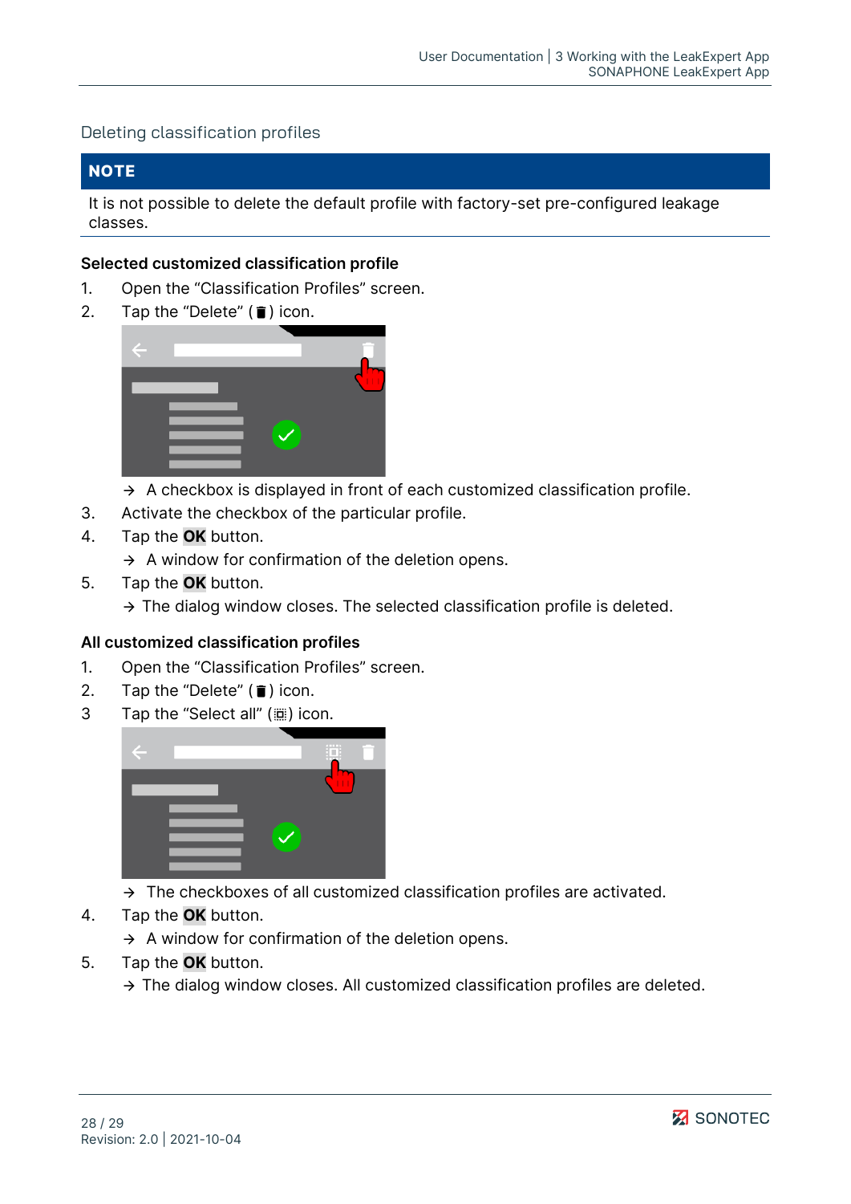### Deleting classification profiles

**NOTE**

It is not possible to delete the default profile with factory-set pre-configured leakage classes.

**Selected customized classification profile**

1. Open the “Classification Profiles” screen.
2. Tap the “Delete” (🗑) icon.

   → A checkbox is displayed in front of each customized classification profile.
3. Activate the checkbox of the particular profile.
4. Tap the **OK** button.

   → A window for confirmation of the deletion opens.
5. Tap the **OK** button.

   → The dialog window closes. The selected classification profile is deleted.

**All customized classification profiles**

1. Open the “Classification Profiles” screen.
2. Tap the “Delete” (🗑) icon.
3. Tap the “Select all” (⬚) icon.

   → The checkboxes of all customized classification profiles are activated.
4. Tap the **OK** button.

   → A window for confirmation of the deletion opens.
5. Tap the **OK** button.

   → The dialog window closes. All customized classification profiles are deleted.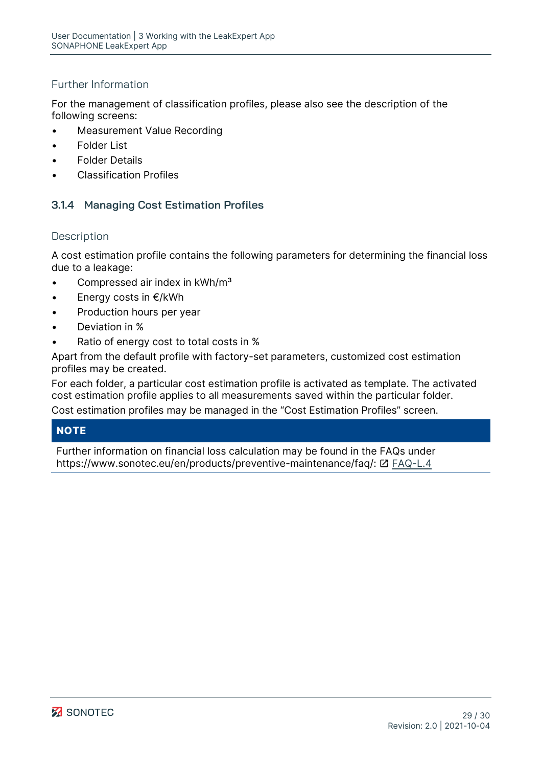#### Further Information

For the management of classification profiles, please also see the description of the following screens:

- Measurement Value Recording
- Folder List
- Folder Details
- Classification Profiles

### 3.1.4 Managing Cost Estimation Profiles

#### Description

A cost estimation profile contains the following parameters for determining the financial loss due to a leakage:

- Compressed air index in kWh/m³
- Energy costs in €/kWh
- Production hours per year
- Deviation in %
- Ratio of energy cost to total costs in %

Apart from the default profile with factory-set parameters, customized cost estimation profiles may be created.

For each folder, a particular cost estimation profile is activated as template. The activated cost estimation profile applies to all measurements saved within the particular folder.

Cost estimation profiles may be managed in the “Cost Estimation Profiles” screen.

**NOTE**

Further information on financial loss calculation may be found in the FAQs under https://www.sonotec.eu/en/products/preventive-maintenance/faq/: FAQ-L.4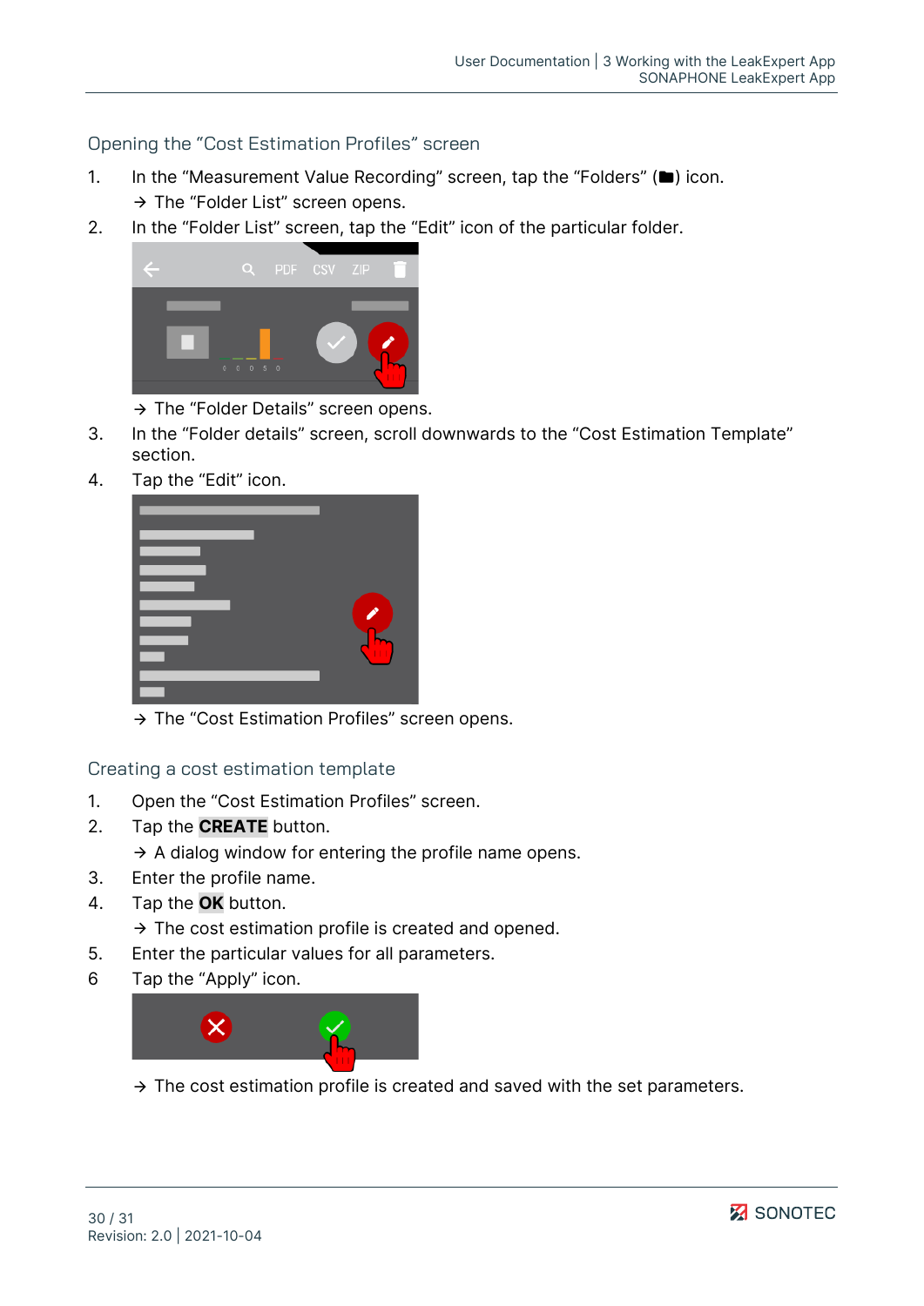## Opening the “Cost Estimation Profiles” screen

1. In the “Measurement Value Recording” screen, tap the “Folders” (■) icon.
   → The “Folder List” screen opens.
2. In the “Folder List” screen, tap the “Edit” icon of the particular folder.
   → The “Folder Details” screen opens.
3. In the “Folder details” screen, scroll downwards to the “Cost Estimation Template” section.
4. Tap the “Edit” icon.
   → The “Cost Estimation Profiles” screen opens.

## Creating a cost estimation template

1. Open the “Cost Estimation Profiles” screen.
2. Tap the **CREATE** button.
   → A dialog window for entering the profile name opens.
3. Enter the profile name.
4. Tap the **OK** button.
   → The cost estimation profile is created and opened.
5. Enter the particular values for all parameters.
6. Tap the “Apply” icon.
   → The cost estimation profile is created and saved with the set parameters.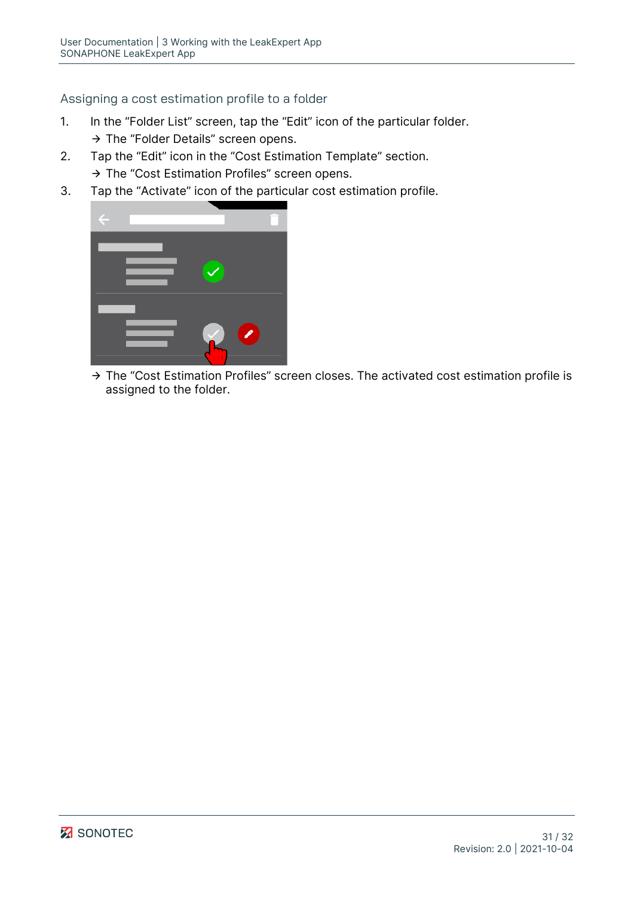### Assigning a cost estimation profile to a folder

1. In the "Folder List" screen, tap the "Edit" icon of the particular folder.
   → The "Folder Details" screen opens.
2. Tap the "Edit" icon in the "Cost Estimation Template" section.
   → The "Cost Estimation Profiles" screen opens.
3. Tap the "Activate" icon of the particular cost estimation profile.

   → The "Cost Estimation Profiles" screen closes. The activated cost estimation profile is assigned to the folder.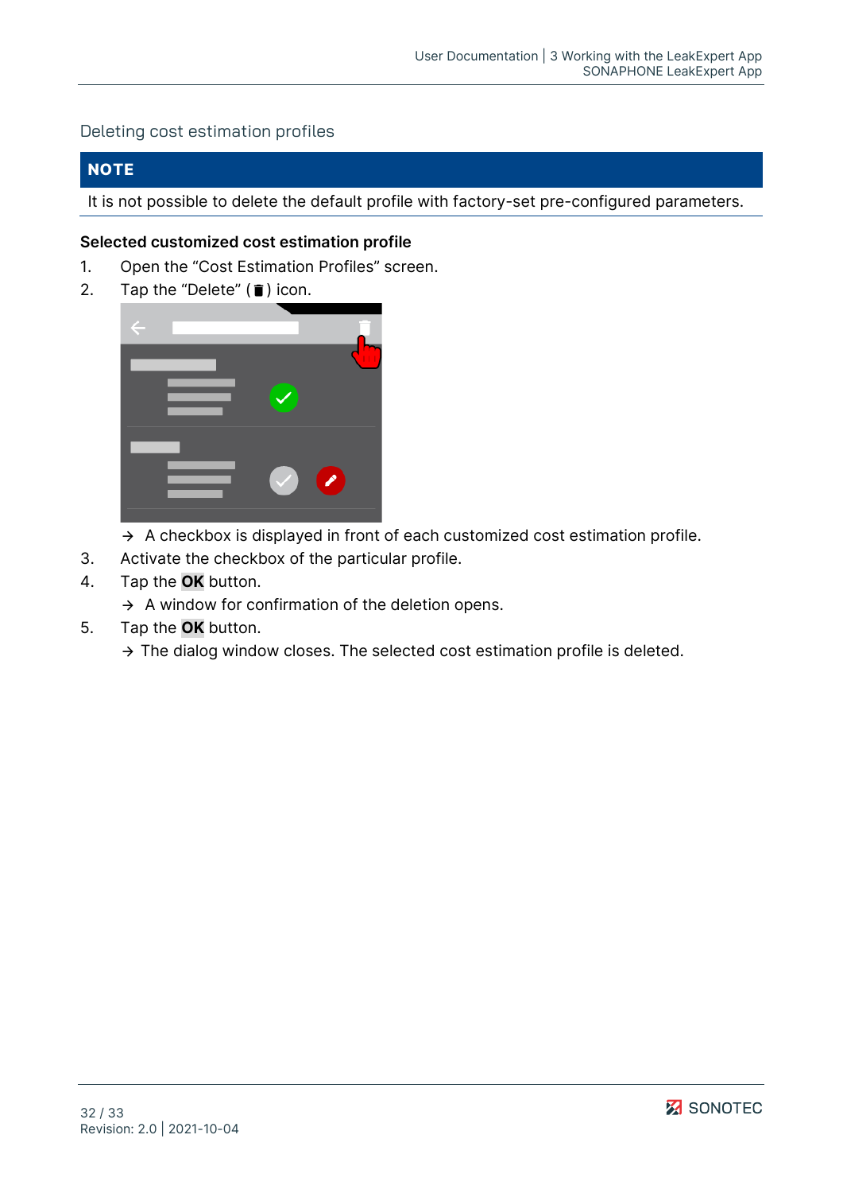### Deleting cost estimation profiles

**NOTE**

It is not possible to delete the default profile with factory-set pre-configured parameters.

**Selected customized cost estimation profile**

1. Open the “Cost Estimation Profiles” screen.
2. Tap the “Delete” (🗑) icon.

   → A checkbox is displayed in front of each customized cost estimation profile.
3. Activate the checkbox of the particular profile.
4. Tap the **OK** button.

   → A window for confirmation of the deletion opens.
5. Tap the **OK** button.

   → The dialog window closes. The selected cost estimation profile is deleted.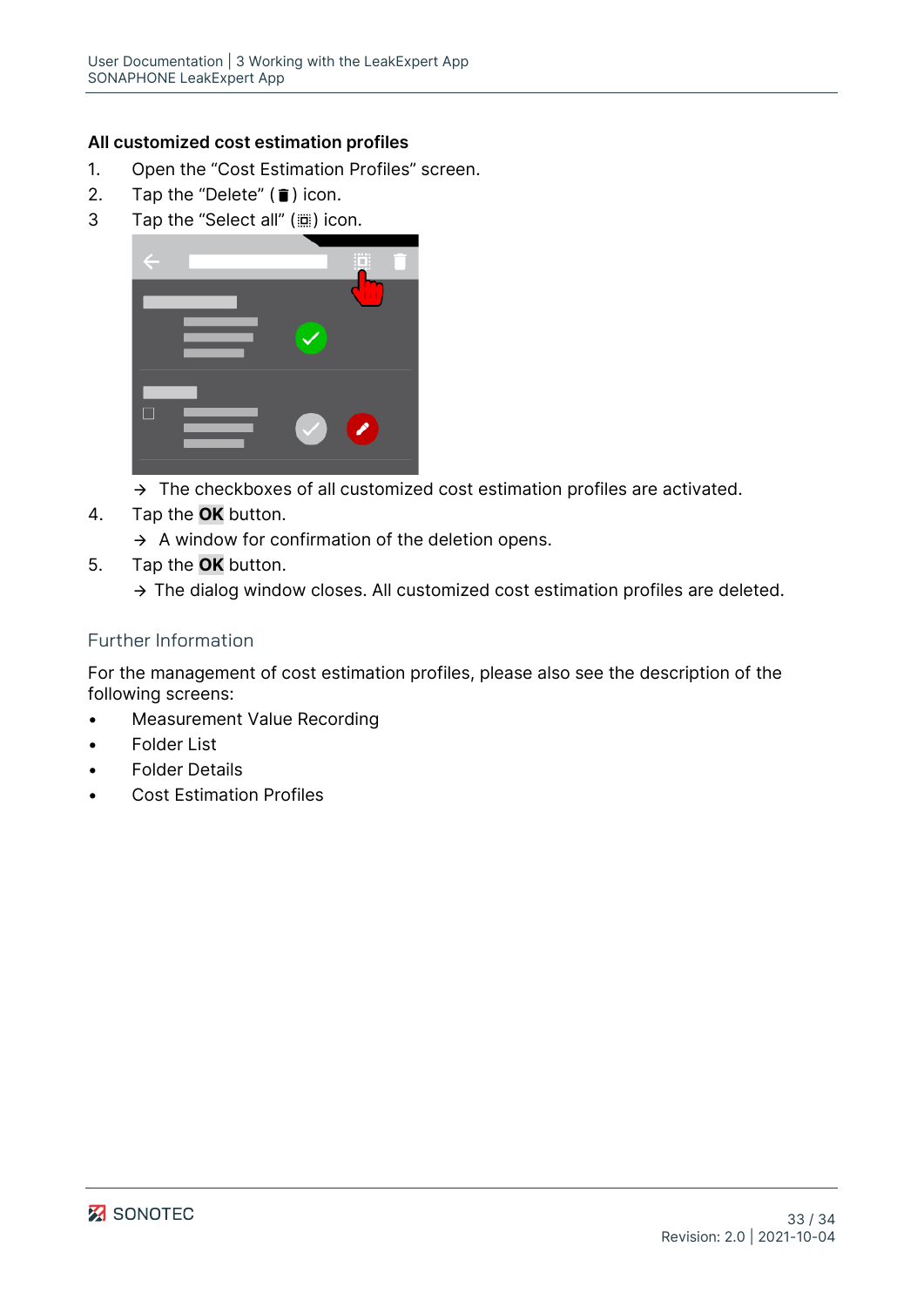**All customized cost estimation profiles**

1. Open the "Cost Estimation Profiles" screen.
2. Tap the "Delete" ( 🗑 ) icon.
3. Tap the "Select all" (⬚) icon.

   → The checkboxes of all customized cost estimation profiles are activated.
4. Tap the **OK** button.

   → A window for confirmation of the deletion opens.
5. Tap the **OK** button.

   → The dialog window closes. All customized cost estimation profiles are deleted.

## Further Information

For the management of cost estimation profiles, please also see the description of the following screens:

- Measurement Value Recording
- Folder List
- Folder Details
- Cost Estimation Profiles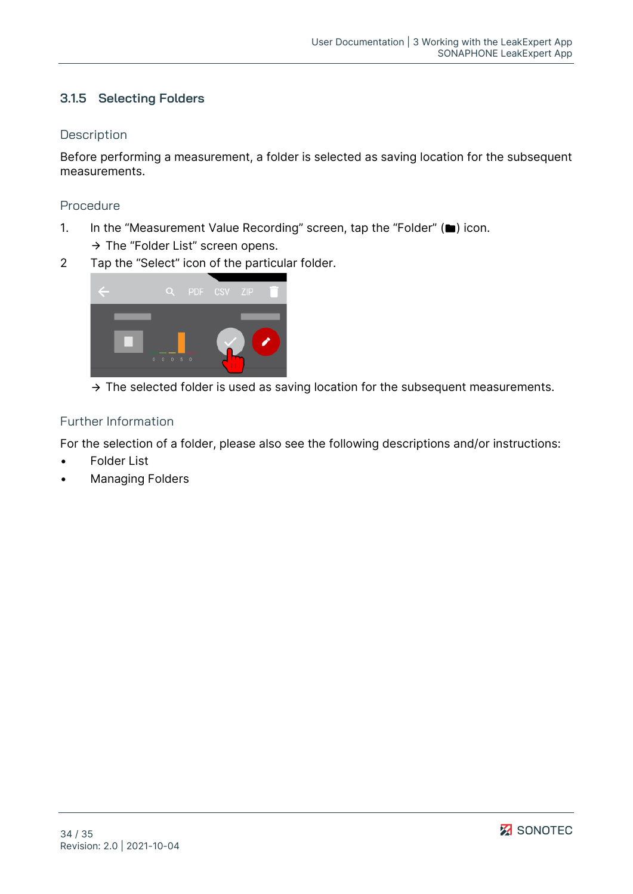### 3.1.5 Selecting Folders

#### Description

Before performing a measurement, a folder is selected as saving location for the subsequent measurements.

#### Procedure

1. In the “Measurement Value Recording” screen, tap the “Folder” (■) icon.

   → The “Folder List” screen opens.

2. Tap the “Select” icon of the particular folder.

   → The selected folder is used as saving location for the subsequent measurements.

#### Further Information

For the selection of a folder, please also see the following descriptions and/or instructions:

- Folder List
- Managing Folders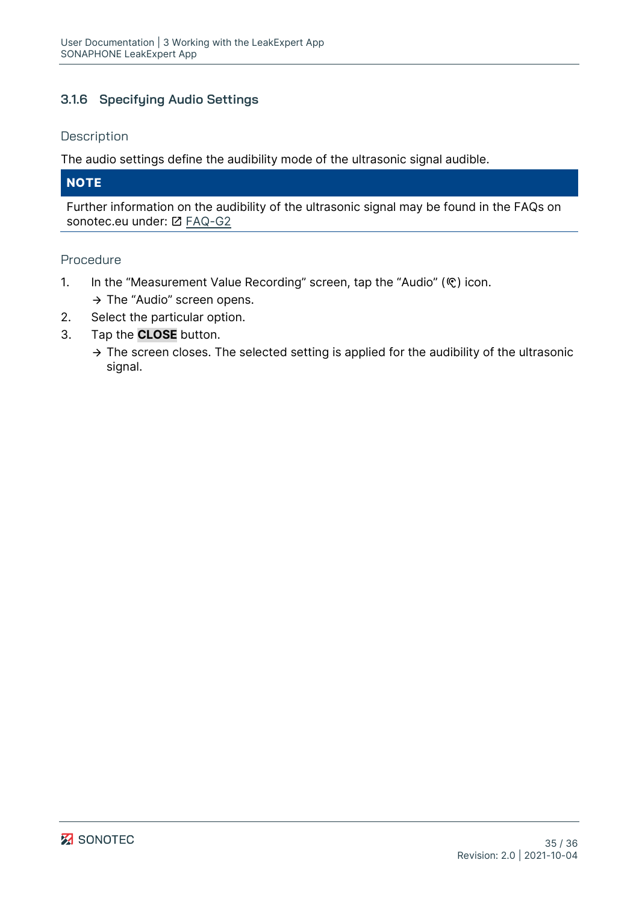### 3.1.6 Specifying Audio Settings

#### Description

The audio settings define the audibility mode of the ultrasonic signal audible.

> **NOTE**
>
> Further information on the audibility of the ultrasonic signal may be found in the FAQs on sonotec.eu under: FAQ-G2

#### Procedure

1. In the “Measurement Value Recording” screen, tap the “Audio” ( ) icon.
   → The “Audio” screen opens.
2. Select the particular option.
3. Tap the **CLOSE** button.
   → The screen closes. The selected setting is applied for the audibility of the ultrasonic signal.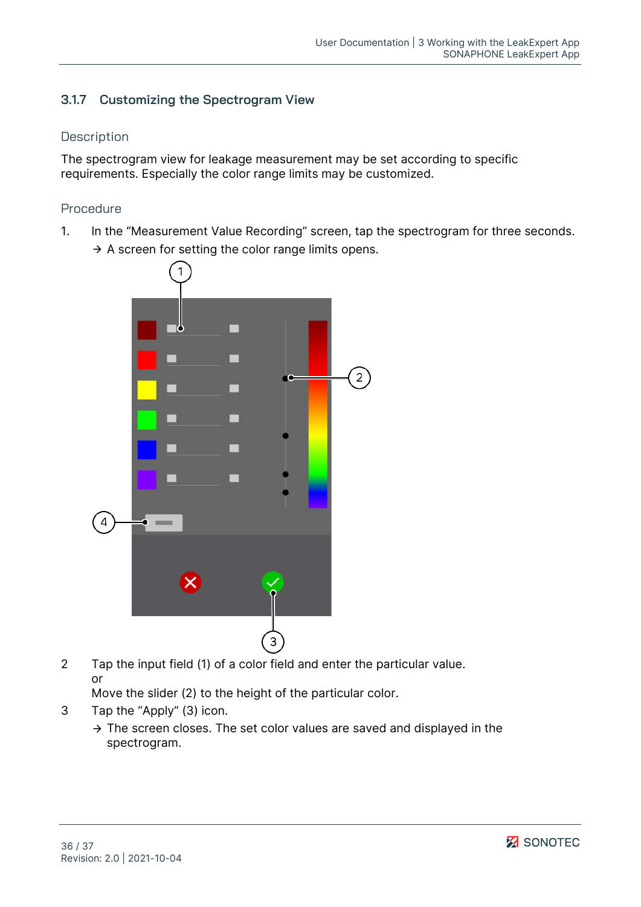### 3.1.7 Customizing the Spectrogram View

#### Description

The spectrogram view for leakage measurement may be set according to specific requirements. Especially the color range limits may be customized.

#### Procedure

1. In the “Measurement Value Recording” screen, tap the spectrogram for three seconds.

   → A screen for setting the color range limits opens.

2. Tap the input field (1) of a color field and enter the particular value.

   or

   Move the slider (2) to the height of the particular color.

3. Tap the “Apply” (3) icon.

   → The screen closes. The set color values are saved and displayed in the spectrogram.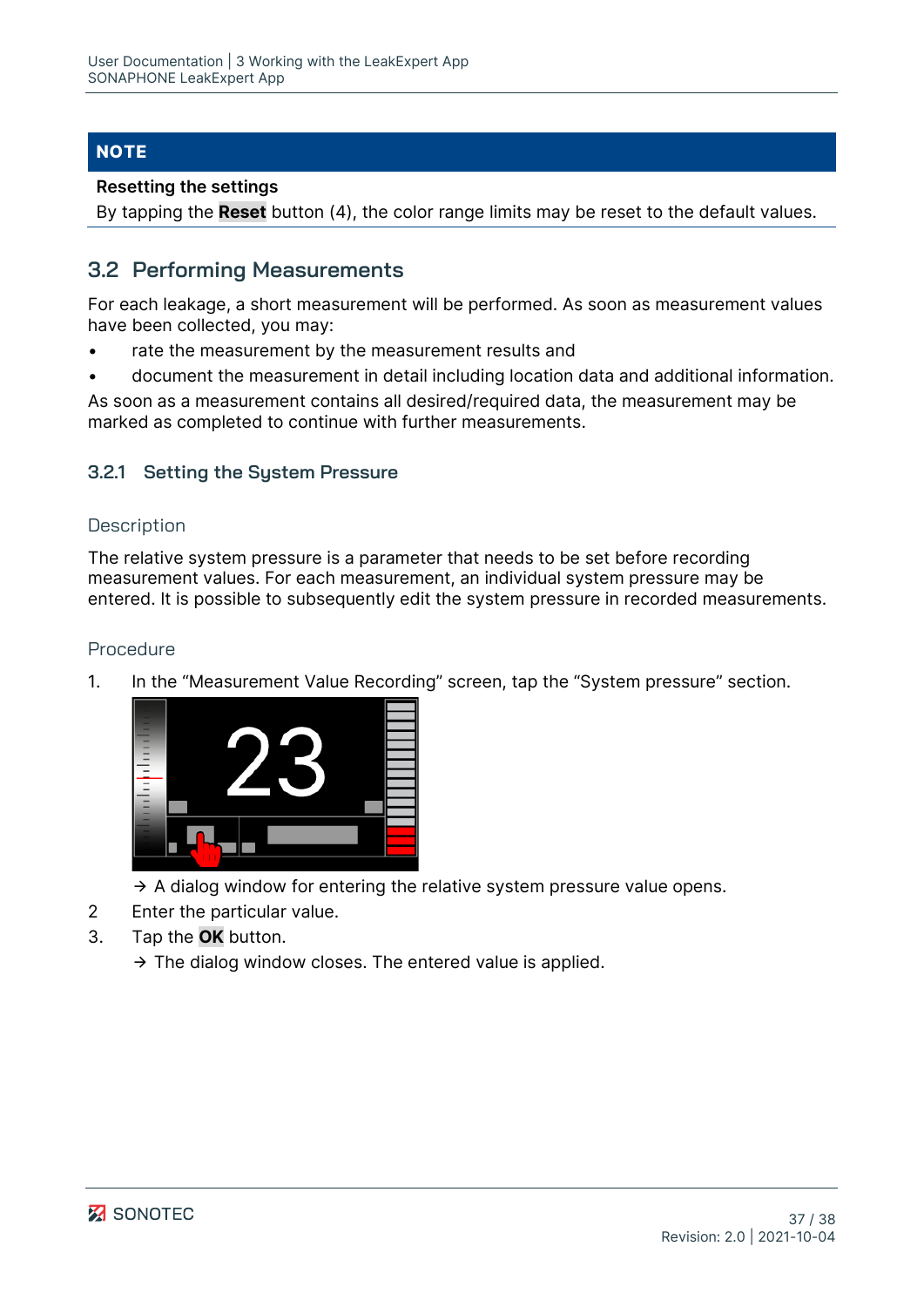**NOTE**

**Resetting the settings**

By tapping the **Reset** button (4), the color range limits may be reset to the default values.

## 3.2 Performing Measurements

For each leakage, a short measurement will be performed. As soon as measurement values have been collected, you may:

- rate the measurement by the measurement results and
- document the measurement in detail including location data and additional information.

As soon as a measurement contains all desired/required data, the measurement may be marked as completed to continue with further measurements.

### 3.2.1 Setting the System Pressure

#### Description

The relative system pressure is a parameter that needs to be set before recording measurement values. For each measurement, an individual system pressure may be entered. It is possible to subsequently edit the system pressure in recorded measurements.

#### Procedure

1. In the “Measurement Value Recording” screen, tap the “System pressure” section.

   → A dialog window for entering the relative system pressure value opens.

2 Enter the particular value.

3. Tap the **OK** button.

   → The dialog window closes. The entered value is applied.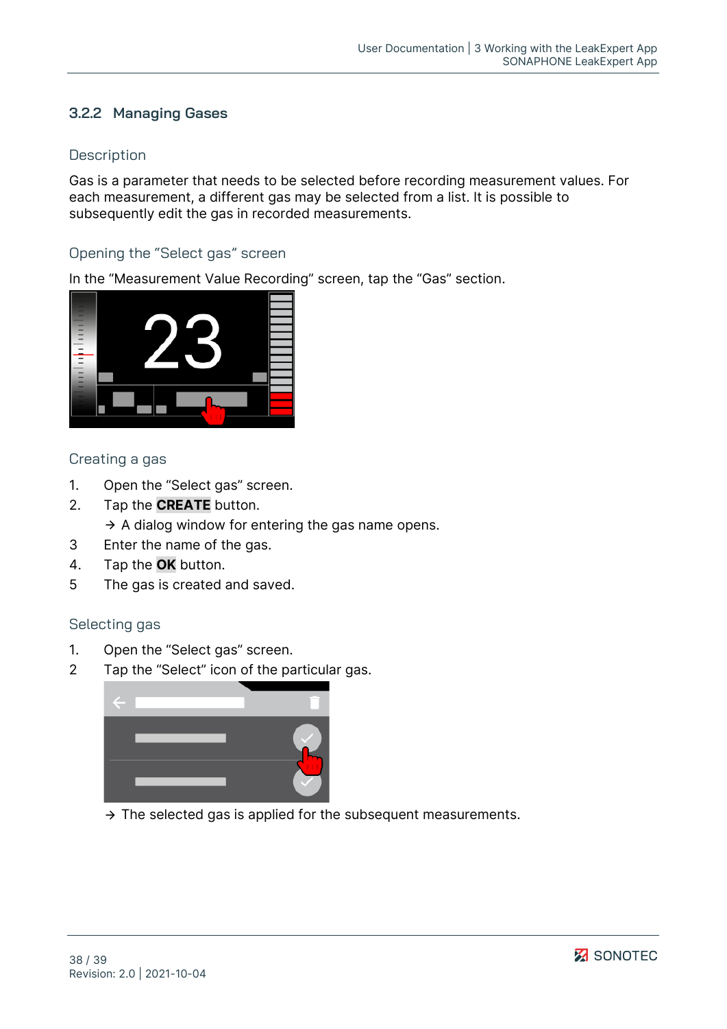### 3.2.2 Managing Gases

#### Description

Gas is a parameter that needs to be selected before recording measurement values. For each measurement, a different gas may be selected from a list. It is possible to subsequently edit the gas in recorded measurements.

#### Opening the “Select gas” screen

In the “Measurement Value Recording” screen, tap the “Gas” section.

#### Creating a gas

1. Open the “Select gas” screen.
2. Tap the **CREATE** button.
   → A dialog window for entering the gas name opens.
3. Enter the name of the gas.
4. Tap the **OK** button.
5. The gas is created and saved.

#### Selecting gas

1. Open the “Select gas” screen.
2. Tap the “Select” icon of the particular gas.

   → The selected gas is applied for the subsequent measurements.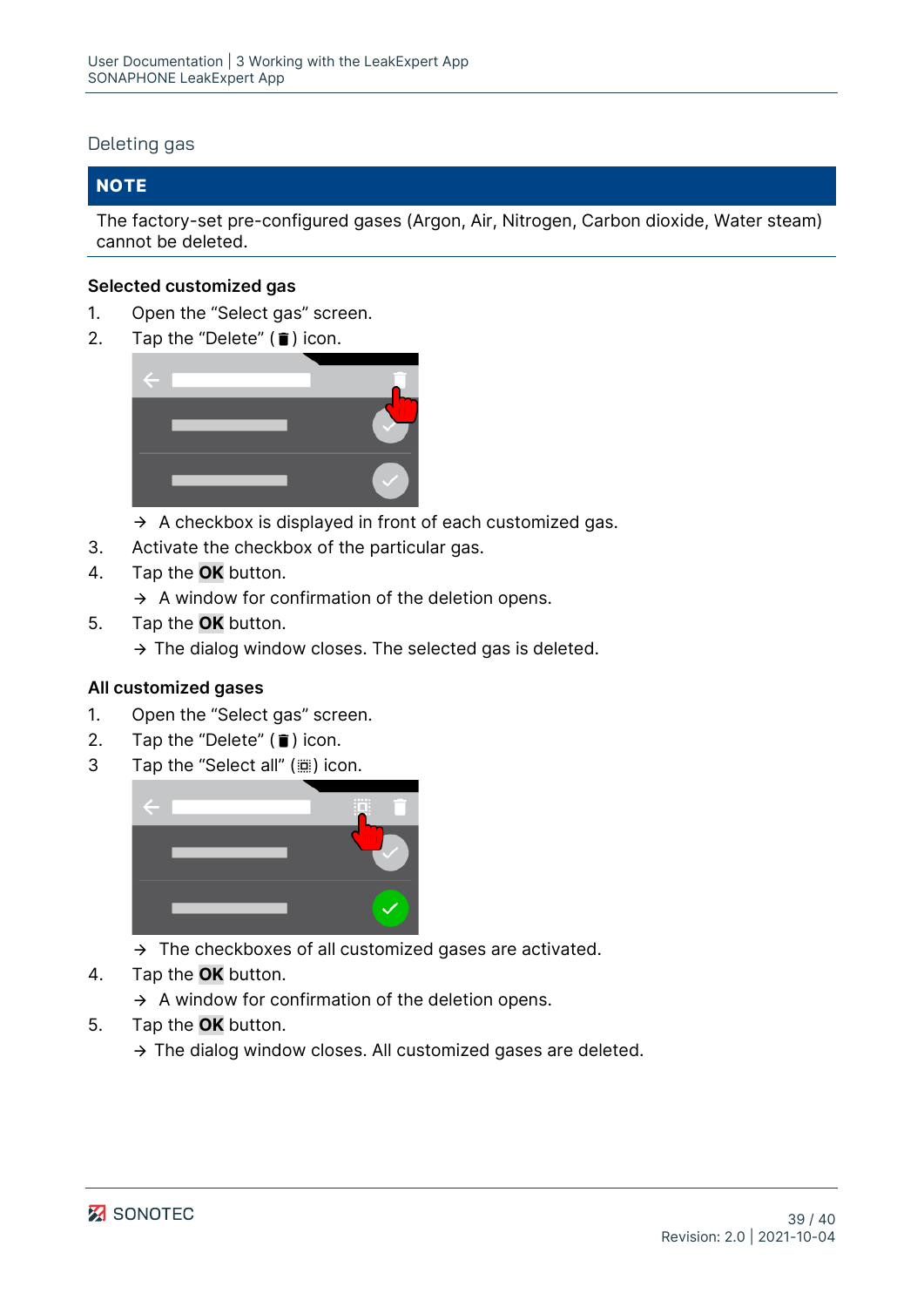### Deleting gas

**NOTE**

The factory-set pre-configured gases (Argon, Air, Nitrogen, Carbon dioxide, Water steam) cannot be deleted.

**Selected customized gas**

1. Open the “Select gas” screen.
2. Tap the “Delete” (🗑) icon.

   → A checkbox is displayed in front of each customized gas.
3. Activate the checkbox of the particular gas.
4. Tap the **OK** button.

   → A window for confirmation of the deletion opens.
5. Tap the **OK** button.

   → The dialog window closes. The selected gas is deleted.

**All customized gases**

1. Open the “Select gas” screen.
2. Tap the “Delete” (🗑) icon.
3. Tap the “Select all” (⬚) icon.

   → The checkboxes of all customized gases are activated.
4. Tap the **OK** button.

   → A window for confirmation of the deletion opens.
5. Tap the **OK** button.

   → The dialog window closes. All customized gases are deleted.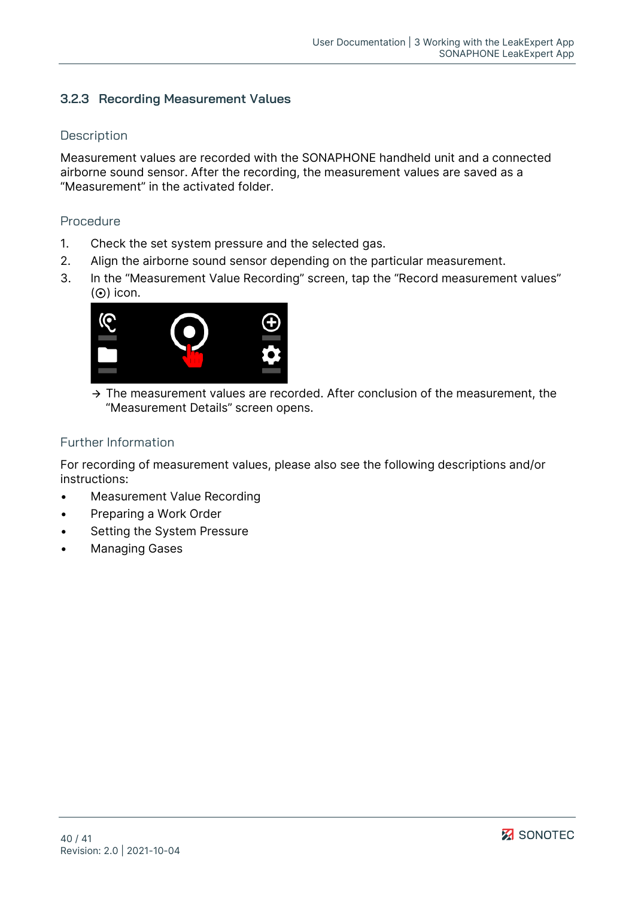### 3.2.3 Recording Measurement Values

#### Description

Measurement values are recorded with the SONAPHONE handheld unit and a connected airborne sound sensor. After the recording, the measurement values are saved as a “Measurement” in the activated folder.

#### Procedure

1. Check the set system pressure and the selected gas.
2. Align the airborne sound sensor depending on the particular measurement.
3. In the “Measurement Value Recording” screen, tap the “Record measurement values” (⦿) icon.

→ The measurement values are recorded. After conclusion of the measurement, the “Measurement Details” screen opens.

#### Further Information

For recording of measurement values, please also see the following descriptions and/or instructions:

- Measurement Value Recording
- Preparing a Work Order
- Setting the System Pressure
- Managing Gases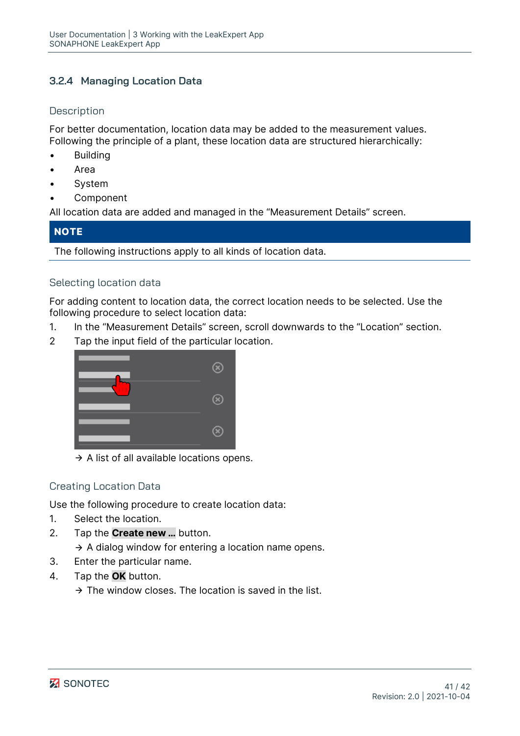### 3.2.4 Managing Location Data

#### Description

For better documentation, location data may be added to the measurement values. Following the principle of a plant, these location data are structured hierarchically:

- Building
- Area
- System
- Component

All location data are added and managed in the “Measurement Details” screen.

**NOTE**

The following instructions apply to all kinds of location data.

#### Selecting location data

For adding content to location data, the correct location needs to be selected. Use the following procedure to select location data:

1. In the “Measurement Details” screen, scroll downwards to the “Location” section.
2. Tap the input field of the particular location.

→ A list of all available locations opens.

#### Creating Location Data

Use the following procedure to create location data:

1. Select the location.
2. Tap the **Create new ...** button.
   → A dialog window for entering a location name opens.
3. Enter the particular name.
4. Tap the **OK** button.
   → The window closes. The location is saved in the list.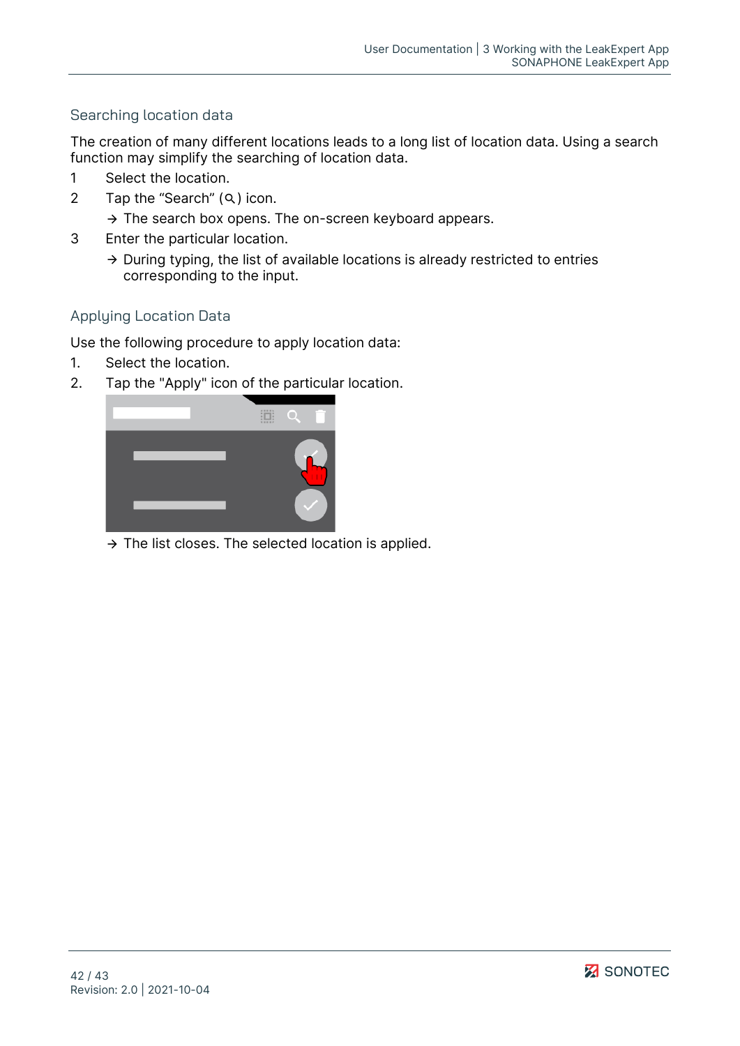## Searching location data

The creation of many different locations leads to a long list of location data. Using a search function may simplify the searching of location data.

1 Select the location.

2 Tap the “Search” (🔍) icon.

→ The search box opens. The on-screen keyboard appears.

3 Enter the particular location.

→ During typing, the list of available locations is already restricted to entries corresponding to the input.

## Applying Location Data

Use the following procedure to apply location data:

1. Select the location.
2. Tap the "Apply" icon of the particular location.

→ The list closes. The selected location is applied.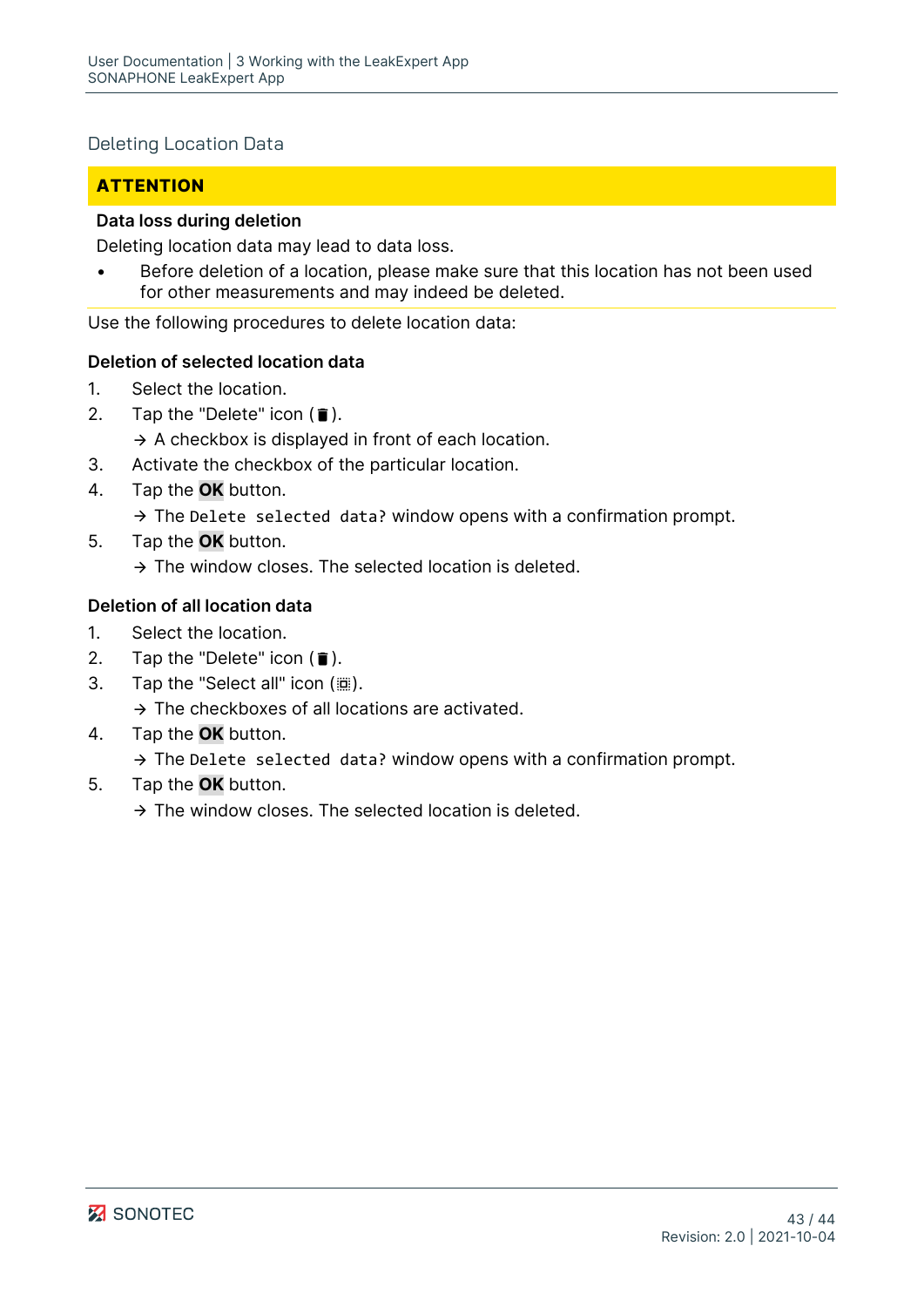### Deleting Location Data

**ATTENTION**

**Data loss during deletion**

Deleting location data may lead to data loss.

- Before deletion of a location, please make sure that this location has not been used for other measurements and may indeed be deleted.

Use the following procedures to delete location data:

**Deletion of selected location data**

1. Select the location.
2. Tap the "Delete" icon (🗑).
   → A checkbox is displayed in front of each location.
3. Activate the checkbox of the particular location.
4. Tap the **OK** button.
   → The `Delete selected data?` window opens with a confirmation prompt.
5. Tap the **OK** button.
   → The window closes. The selected location is deleted.

**Deletion of all location data**

1. Select the location.
2. Tap the "Delete" icon (🗑).
3. Tap the "Select all" icon (⊞).
   → The checkboxes of all locations are activated.
4. Tap the **OK** button.
   → The `Delete selected data?` window opens with a confirmation prompt.
5. Tap the **OK** button.
   → The window closes. The selected location is deleted.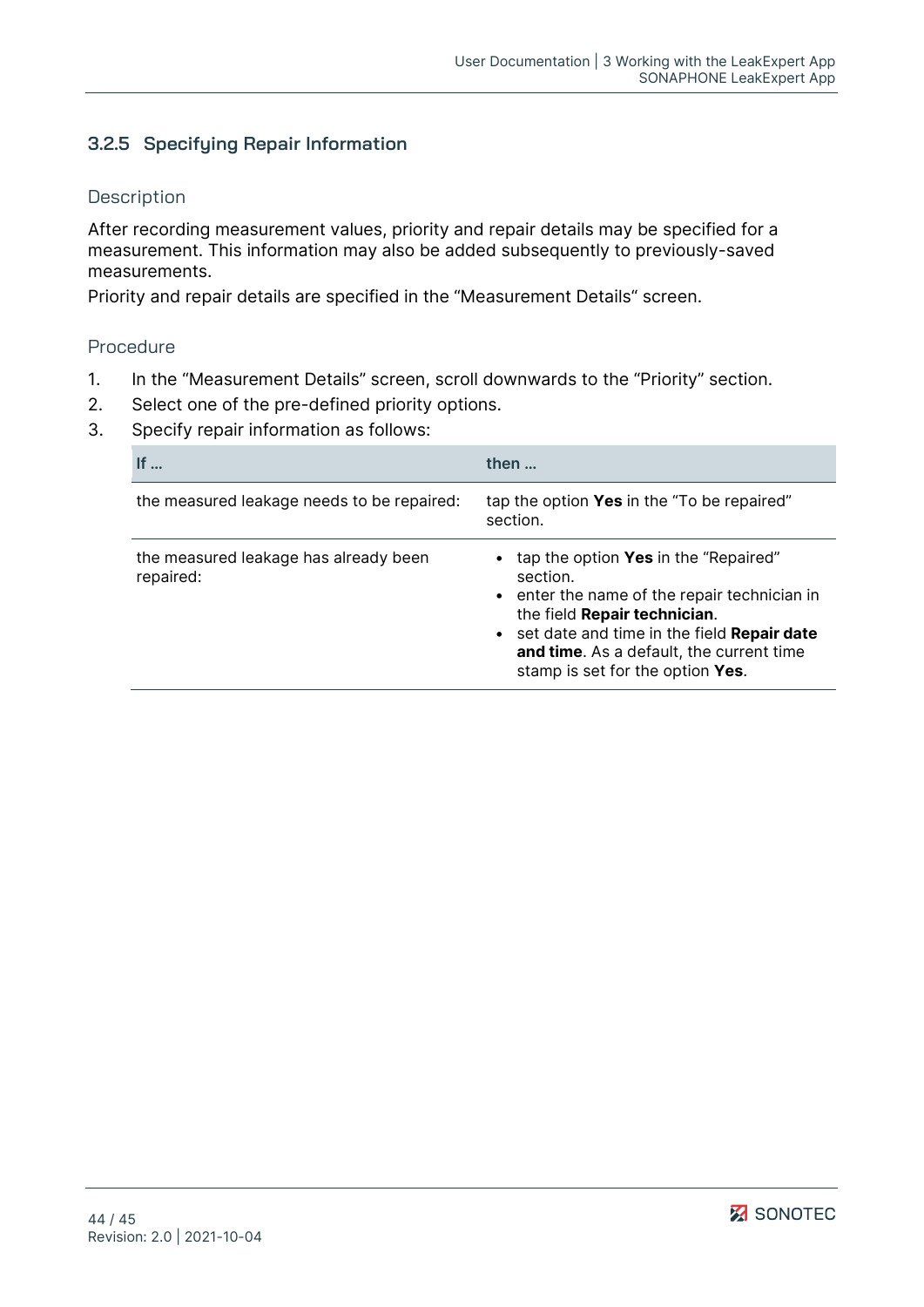### 3.2.5 Specifying Repair Information

#### Description

After recording measurement values, priority and repair details may be specified for a measurement. This information may also be added subsequently to previously-saved measurements.
Priority and repair details are specified in the "Measurement Details" screen.

#### Procedure

1. In the "Measurement Details" screen, scroll downwards to the "Priority" section.
2. Select one of the pre-defined priority options.
3. Specify repair information as follows:

| If ... | then ... |
|---|---|
| the measured leakage needs to be repaired: | tap the option **Yes** in the "To be repaired" section. |
| the measured leakage has already been repaired: | • tap the option **Yes** in the "Repaired" section.<br>• enter the name of the repair technician in the field **Repair technician**.<br>• set date and time in the field **Repair date and time**. As a default, the current time stamp is set for the option **Yes**. |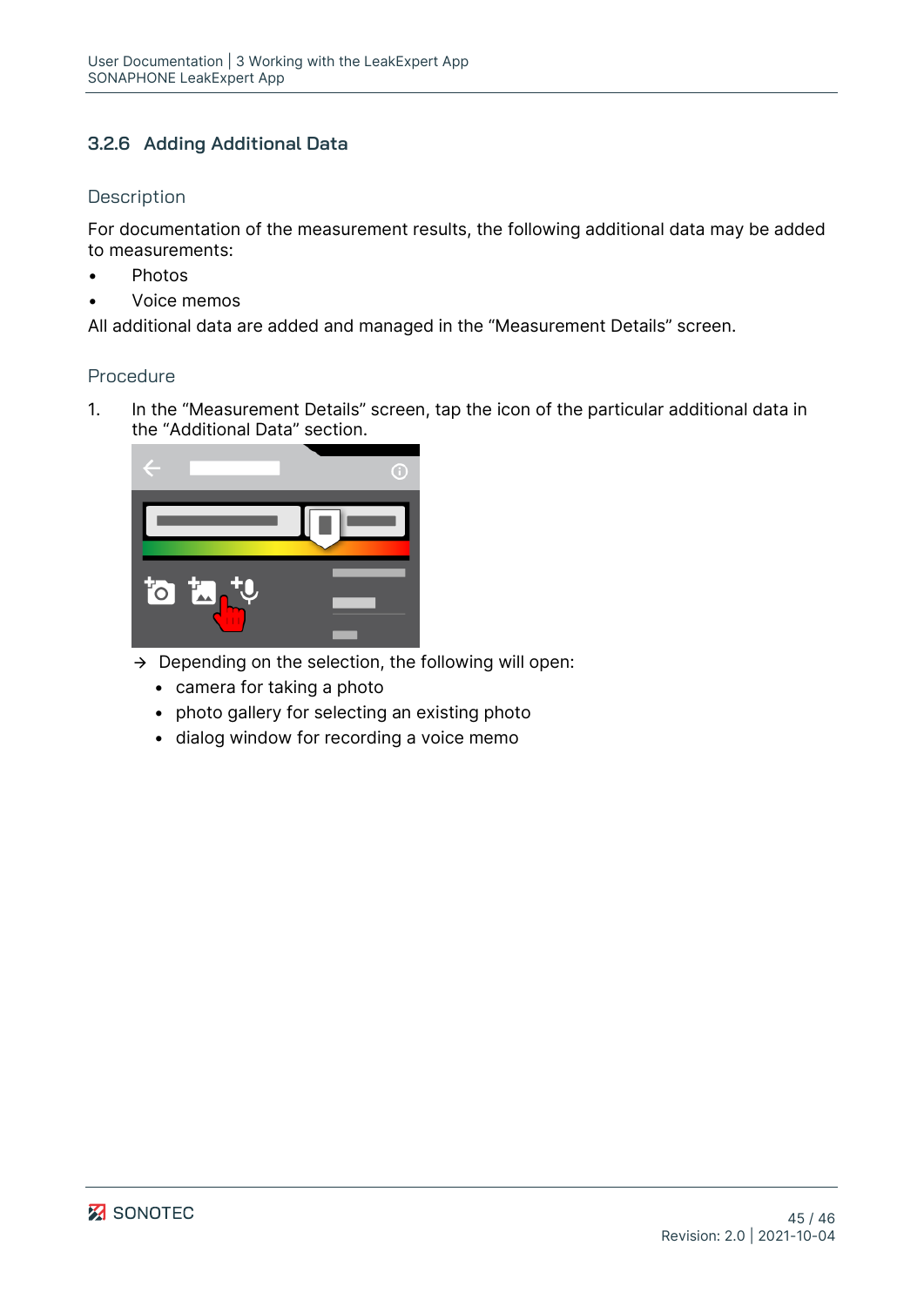### 3.2.6 Adding Additional Data

#### Description

For documentation of the measurement results, the following additional data may be added to measurements:

- Photos
- Voice memos

All additional data are added and managed in the “Measurement Details” screen.

#### Procedure

1. In the “Measurement Details” screen, tap the icon of the particular additional data in the “Additional Data” section.

   → Depending on the selection, the following will open:
   - camera for taking a photo
   - photo gallery for selecting an existing photo
   - dialog window for recording a voice memo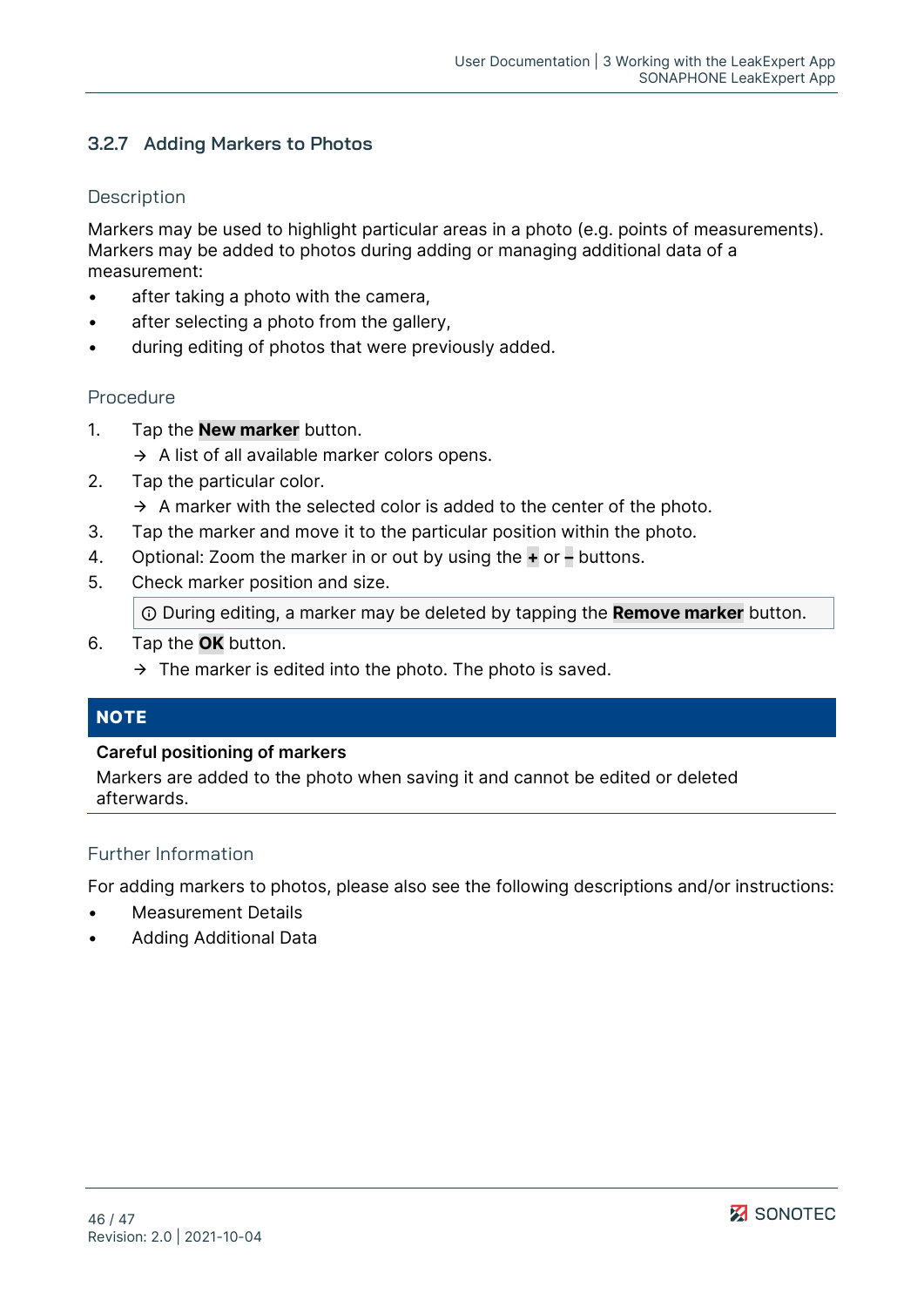### 3.2.7 Adding Markers to Photos

#### Description

Markers may be used to highlight particular areas in a photo (e.g. points of measurements). Markers may be added to photos during adding or managing additional data of a measurement:

- after taking a photo with the camera,
- after selecting a photo from the gallery,
- during editing of photos that were previously added.

#### Procedure

1. Tap the **New marker** button.
   → A list of all available marker colors opens.
2. Tap the particular color.
   → A marker with the selected color is added to the center of the photo.
3. Tap the marker and move it to the particular position within the photo.
4. Optional: Zoom the marker in or out by using the **+** or **–** buttons.
5. Check marker position and size.

   ⓘ During editing, a marker may be deleted by tapping the **Remove marker** button.

6. Tap the **OK** button.
   → The marker is edited into the photo. The photo is saved.

> **NOTE**
>
> **Careful positioning of markers**
>
> Markers are added to the photo when saving it and cannot be edited or deleted afterwards.

#### Further Information

For adding markers to photos, please also see the following descriptions and/or instructions:

- Measurement Details
- Adding Additional Data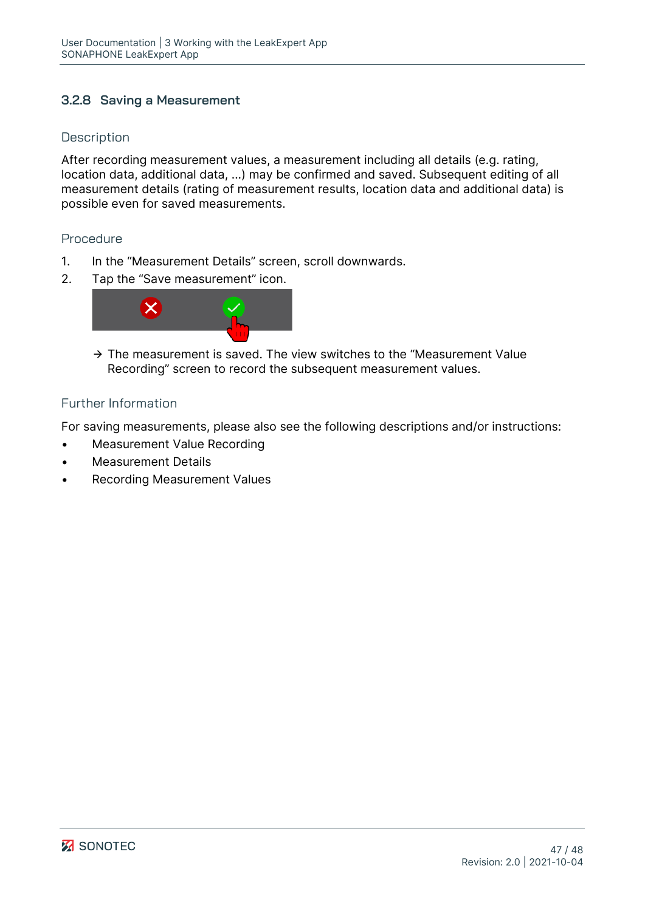### 3.2.8 Saving a Measurement

#### Description

After recording measurement values, a measurement including all details (e.g. rating, location data, additional data, ...) may be confirmed and saved. Subsequent editing of all measurement details (rating of measurement results, location data and additional data) is possible even for saved measurements.

#### Procedure

1. In the “Measurement Details” screen, scroll downwards.
2. Tap the “Save measurement” icon.

   → The measurement is saved. The view switches to the “Measurement Value Recording” screen to record the subsequent measurement values.

#### Further Information

For saving measurements, please also see the following descriptions and/or instructions:

- Measurement Value Recording
- Measurement Details
- Recording Measurement Values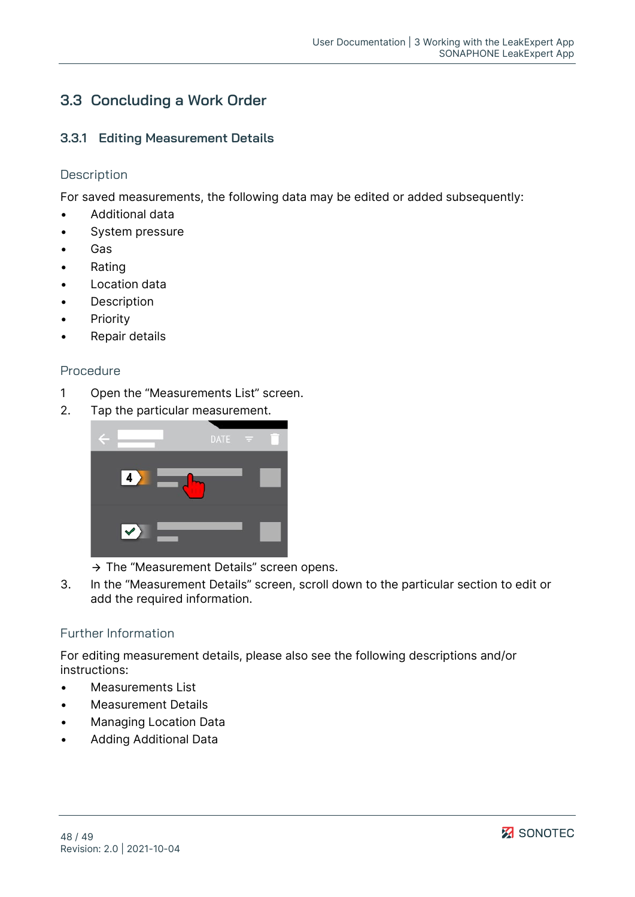## 3.3 Concluding a Work Order

### 3.3.1 Editing Measurement Details

#### Description

For saved measurements, the following data may be edited or added subsequently:

- Additional data
- System pressure
- Gas
- Rating
- Location data
- Description
- Priority
- Repair details

#### Procedure

1 Open the “Measurements List” screen.
2. Tap the particular measurement.

   → The “Measurement Details” screen opens.
3. In the “Measurement Details” screen, scroll down to the particular section to edit or add the required information.

#### Further Information

For editing measurement details, please also see the following descriptions and/or instructions:

- Measurements List
- Measurement Details
- Managing Location Data
- Adding Additional Data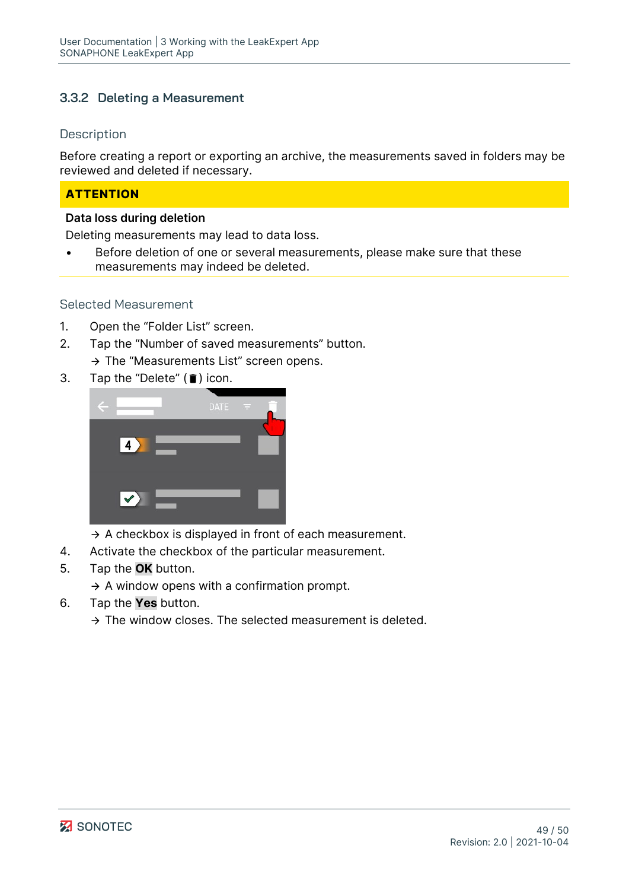### 3.3.2 Deleting a Measurement

#### Description

Before creating a report or exporting an archive, the measurements saved in folders may be reviewed and deleted if necessary.

**ATTENTION**

**Data loss during deletion**

Deleting measurements may lead to data loss.

- Before deletion of one or several measurements, please make sure that these measurements may indeed be deleted.

#### Selected Measurement

1. Open the “Folder List” screen.
2. Tap the “Number of saved measurements” button.

   → The “Measurements List” screen opens.
3. Tap the “Delete” (🗑) icon.

   → A checkbox is displayed in front of each measurement.
4. Activate the checkbox of the particular measurement.
5. Tap the **OK** button.

   → A window opens with a confirmation prompt.
6. Tap the **Yes** button.

   → The window closes. The selected measurement is deleted.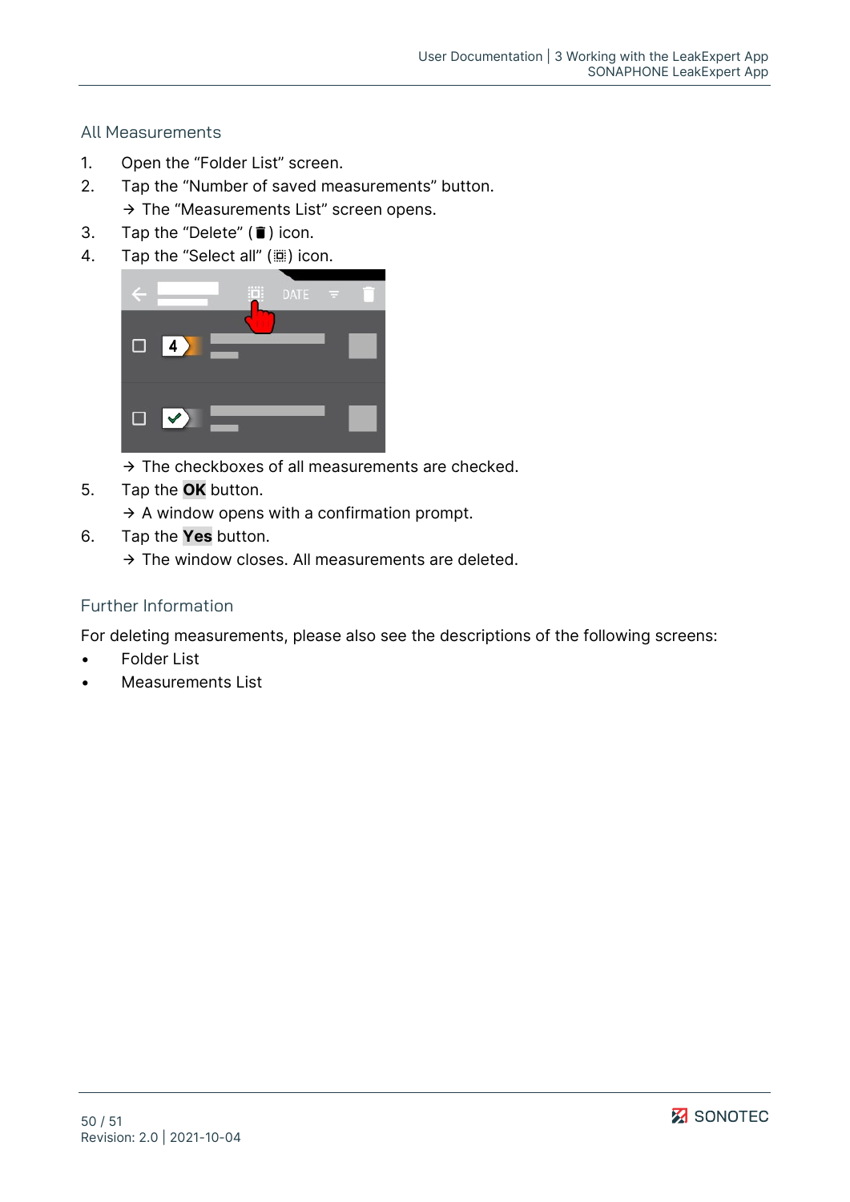### All Measurements

1. Open the “Folder List” screen.
2. Tap the “Number of saved measurements” button.
   → The “Measurements List” screen opens.
3. Tap the “Delete” (🗑) icon.
4. Tap the “Select all” (⬚) icon.
   → The checkboxes of all measurements are checked.
5. Tap the **OK** button.
   → A window opens with a confirmation prompt.
6. Tap the **Yes** button.
   → The window closes. All measurements are deleted.

### Further Information

For deleting measurements, please also see the descriptions of the following screens:

- Folder List
- Measurements List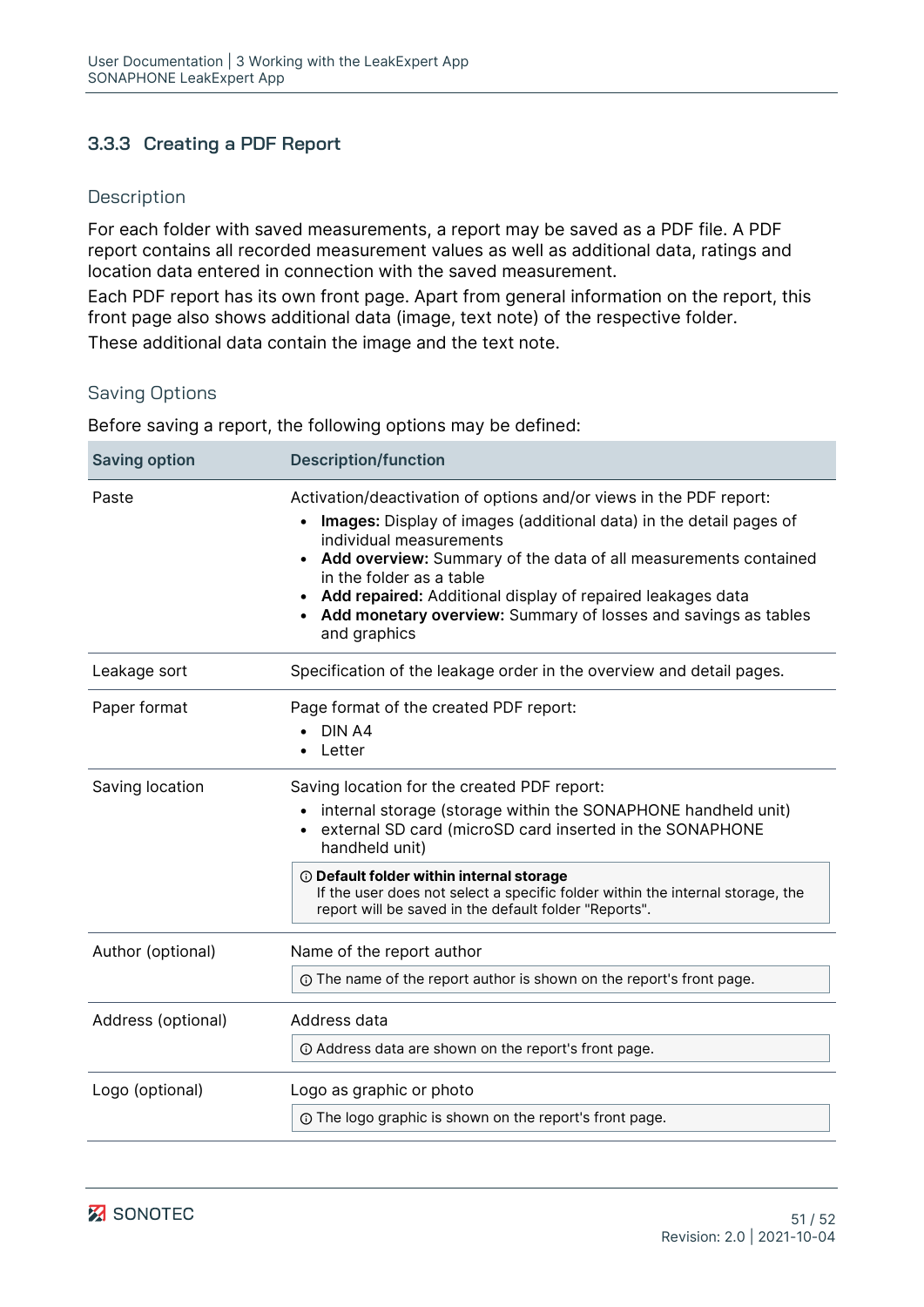### 3.3.3 Creating a PDF Report

#### Description

For each folder with saved measurements, a report may be saved as a PDF file. A PDF report contains all recorded measurement values as well as additional data, ratings and location data entered in connection with the saved measurement.

Each PDF report has its own front page. Apart from general information on the report, this front page also shows additional data (image, text note) of the respective folder.

These additional data contain the image and the text note.

#### Saving Options

Before saving a report, the following options may be defined:

| Saving option | Description/function |
|---|---|
| Paste | Activation/deactivation of options and/or views in the PDF report:<br>• **Images:** Display of images (additional data) in the detail pages of individual measurements<br>• **Add overview:** Summary of the data of all measurements contained in the folder as a table<br>• **Add repaired:** Additional display of repaired leakages data<br>• **Add monetary overview:** Summary of losses and savings as tables and graphics |
| Leakage sort | Specification of the leakage order in the overview and detail pages. |
| Paper format | Page format of the created PDF report:<br>• DIN A4<br>• Letter |
| Saving location | Saving location for the created PDF report:<br>• internal storage (storage within the SONAPHONE handheld unit)<br>• external SD card (microSD card inserted in the SONAPHONE handheld unit)<br>ⓘ **Default folder within internal storage**<br>If the user does not select a specific folder within the internal storage, the report will be saved in the default folder "Reports". |
| Author (optional) | Name of the report author<br>ⓘ The name of the report author is shown on the report's front page. |
| Address (optional) | Address data<br>ⓘ Address data are shown on the report's front page. |
| Logo (optional) | Logo as graphic or photo<br>ⓘ The logo graphic is shown on the report's front page. |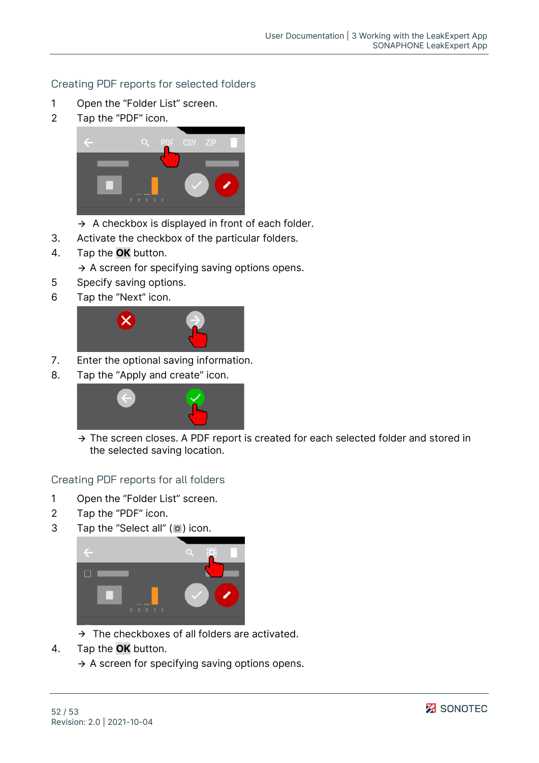## Creating PDF reports for selected folders

1 Open the “Folder List” screen.

2 Tap the “PDF” icon.

→ A checkbox is displayed in front of each folder.

3. Activate the checkbox of the particular folders.

4. Tap the **OK** button.

→ A screen for specifying saving options opens.

5 Specify saving options.

6 Tap the “Next” icon.

7. Enter the optional saving information.

8. Tap the “Apply and create” icon.

→ The screen closes. A PDF report is created for each selected folder and stored in the selected saving location.

## Creating PDF reports for all folders

1 Open the “Folder List” screen.

2 Tap the “PDF” icon.

3 Tap the “Select all” (⬚) icon.

→ The checkboxes of all folders are activated.

4. Tap the **OK** button.

→ A screen for specifying saving options opens.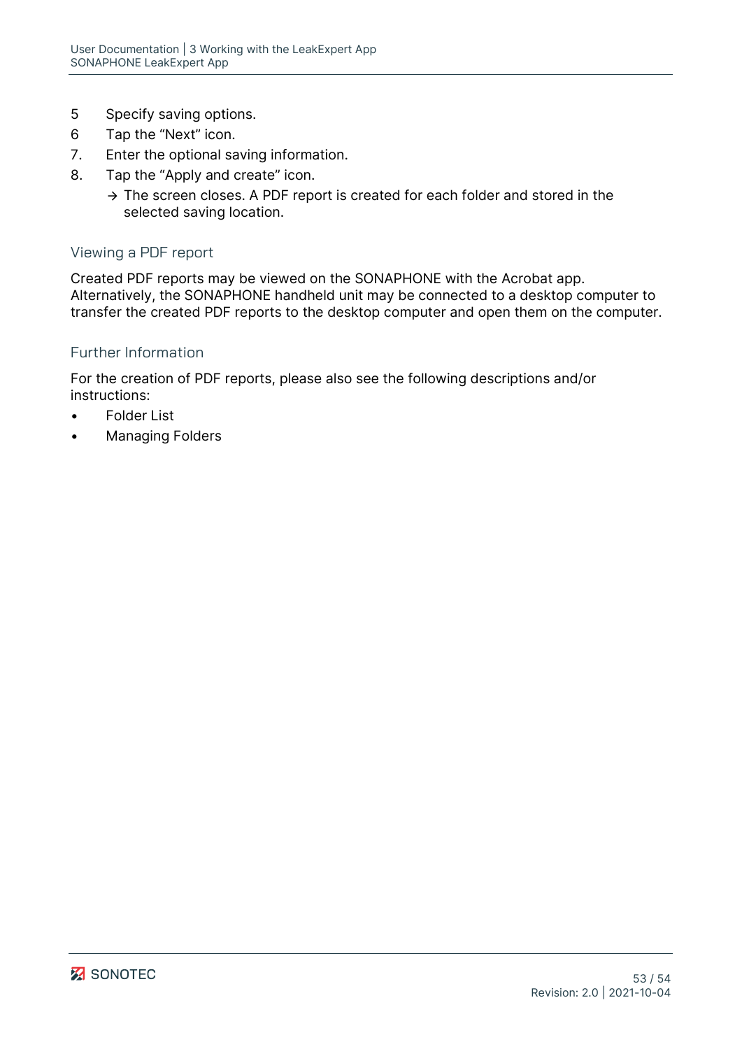5 Specify saving options.
6 Tap the "Next" icon.
7. Enter the optional saving information.
8. Tap the "Apply and create" icon.
   → The screen closes. A PDF report is created for each folder and stored in the selected saving location.

## Viewing a PDF report

Created PDF reports may be viewed on the SONAPHONE with the Acrobat app. Alternatively, the SONAPHONE handheld unit may be connected to a desktop computer to transfer the created PDF reports to the desktop computer and open them on the computer.

## Further Information

For the creation of PDF reports, please also see the following descriptions and/or instructions:

- Folder List
- Managing Folders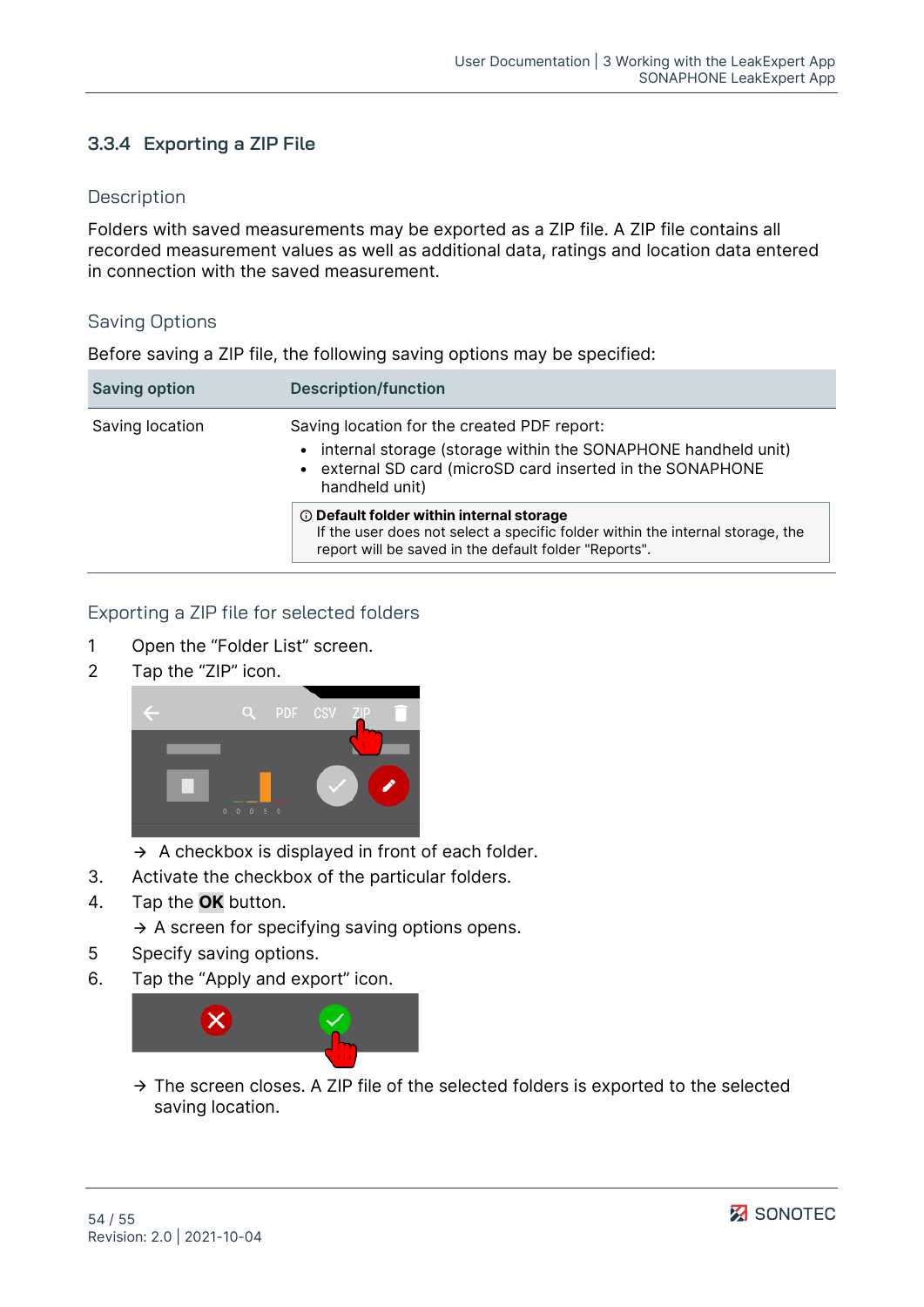### 3.3.4 Exporting a ZIP File

#### Description

Folders with saved measurements may be exported as a ZIP file. A ZIP file contains all recorded measurement values as well as additional data, ratings and location data entered in connection with the saved measurement.

#### Saving Options

Before saving a ZIP file, the following saving options may be specified:

| Saving option | Description/function |
| --- | --- |
| Saving location | Saving location for the created PDF report:<br>• internal storage (storage within the SONAPHONE handheld unit)<br>• external SD card (microSD card inserted in the SONAPHONE handheld unit)<br>ⓘ **Default folder within internal storage**<br>If the user does not select a specific folder within the internal storage, the report will be saved in the default folder "Reports". |

#### Exporting a ZIP file for selected folders

1 Open the "Folder List" screen.

2 Tap the "ZIP" icon.

→ A checkbox is displayed in front of each folder.

3. Activate the checkbox of the particular folders.

4. Tap the **OK** button.

→ A screen for specifying saving options opens.

5 Specify saving options.

6. Tap the "Apply and export" icon.

→ The screen closes. A ZIP file of the selected folders is exported to the selected saving location.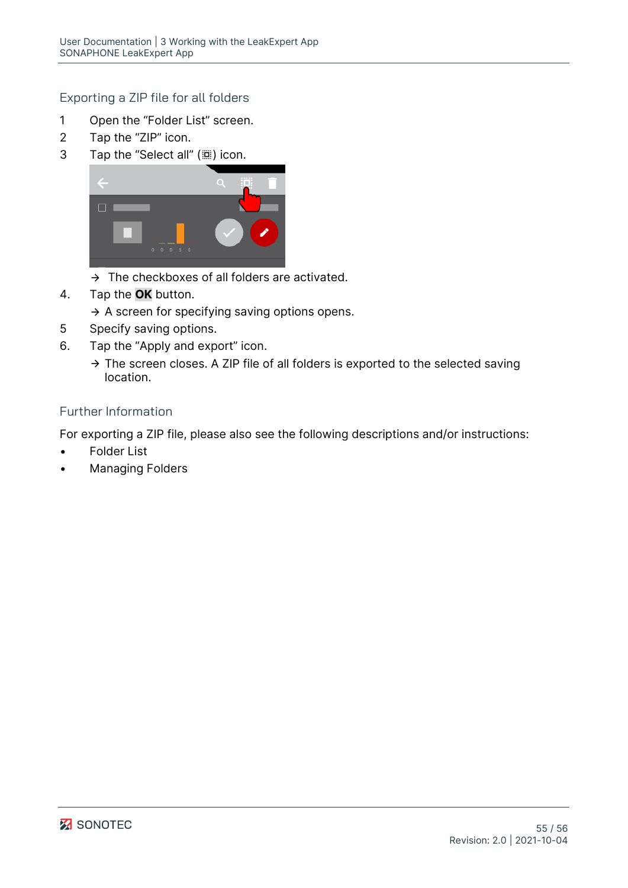### Exporting a ZIP file for all folders

1. Open the “Folder List” screen.
2. Tap the “ZIP” icon.
3. Tap the “Select all” (⊞) icon.

   → The checkboxes of all folders are activated.
4. Tap the **OK** button.

   → A screen for specifying saving options opens.
5. Specify saving options.
6. Tap the “Apply and export” icon.

   → The screen closes. A ZIP file of all folders is exported to the selected saving location.

### Further Information

For exporting a ZIP file, please also see the following descriptions and/or instructions:

- Folder List
- Managing Folders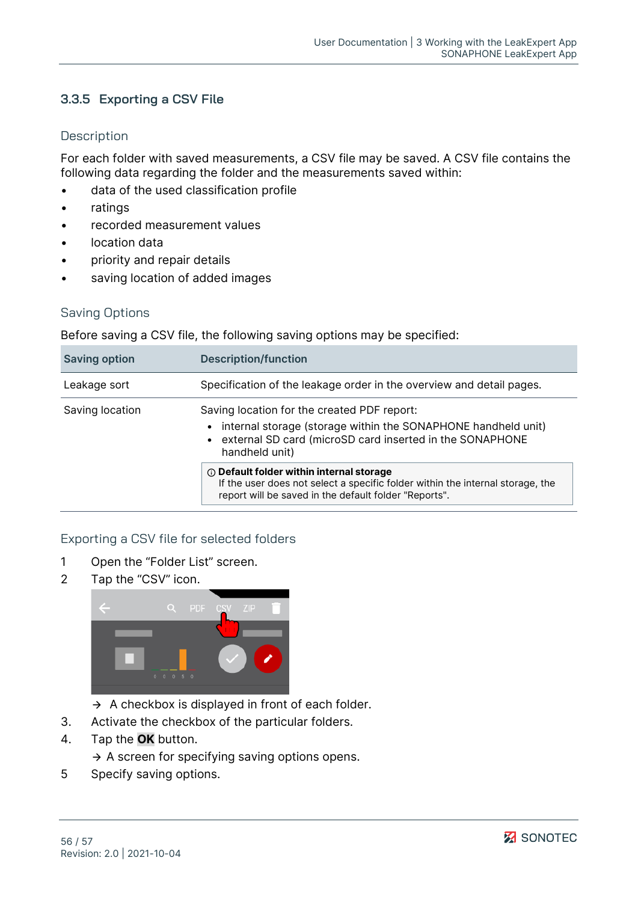### 3.3.5 Exporting a CSV File

#### Description

For each folder with saved measurements, a CSV file may be saved. A CSV file contains the following data regarding the folder and the measurements saved within:

- data of the used classification profile
- ratings
- recorded measurement values
- location data
- priority and repair details
- saving location of added images

#### Saving Options

Before saving a CSV file, the following saving options may be specified:

| Saving option | Description/function |
|---|---|
| Leakage sort | Specification of the leakage order in the overview and detail pages. |
| Saving location | Saving location for the created PDF report:<br>• internal storage (storage within the SONAPHONE handheld unit)<br>• external SD card (microSD card inserted in the SONAPHONE handheld unit)<br>ⓘ **Default folder within internal storage**<br>If the user does not select a specific folder within the internal storage, the report will be saved in the default folder "Reports". |

#### Exporting a CSV file for selected folders

1. Open the "Folder List" screen.
2. Tap the "CSV" icon.

   → A checkbox is displayed in front of each folder.
3. Activate the checkbox of the particular folders.
4. Tap the **OK** button.

   → A screen for specifying saving options opens.
5. Specify saving options.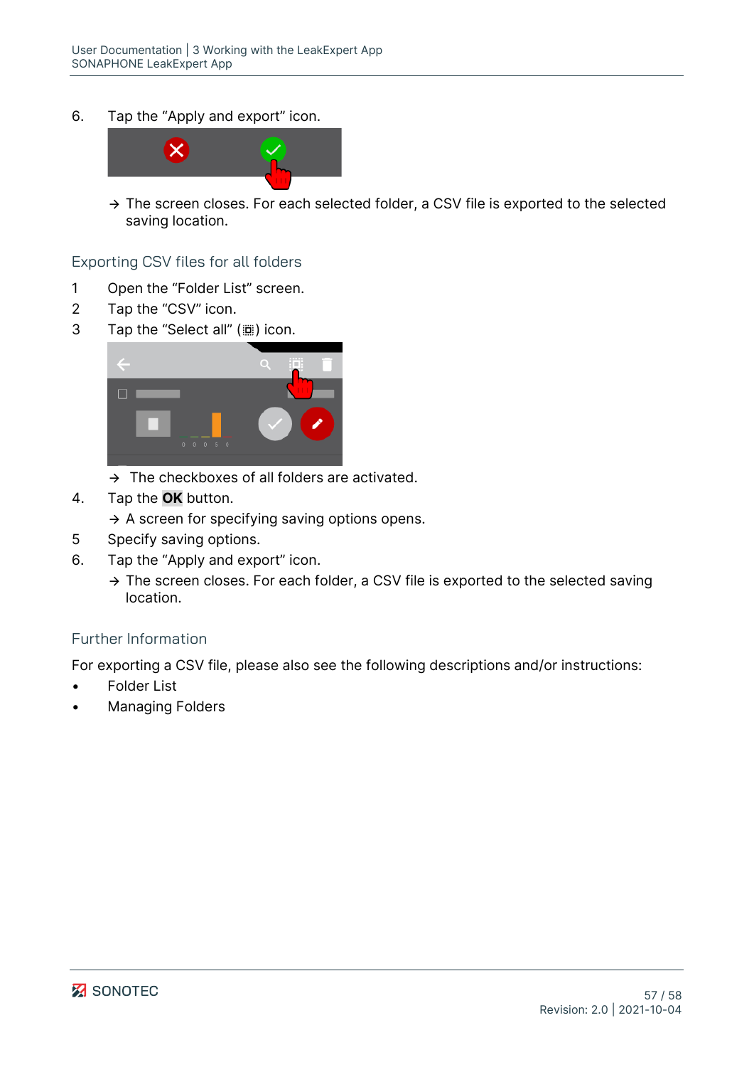6. Tap the “Apply and export” icon.

→ The screen closes. For each selected folder, a CSV file is exported to the selected saving location.

## Exporting CSV files for all folders

1 Open the “Folder List” screen.
2 Tap the “CSV” icon.
3 Tap the “Select all” (⬚) icon.

→ The checkboxes of all folders are activated.

4. Tap the **OK** button.

→ A screen for specifying saving options opens.

5 Specify saving options.
6. Tap the “Apply and export” icon.

→ The screen closes. For each folder, a CSV file is exported to the selected saving location.

## Further Information

For exporting a CSV file, please also see the following descriptions and/or instructions:

- Folder List
- Managing Folders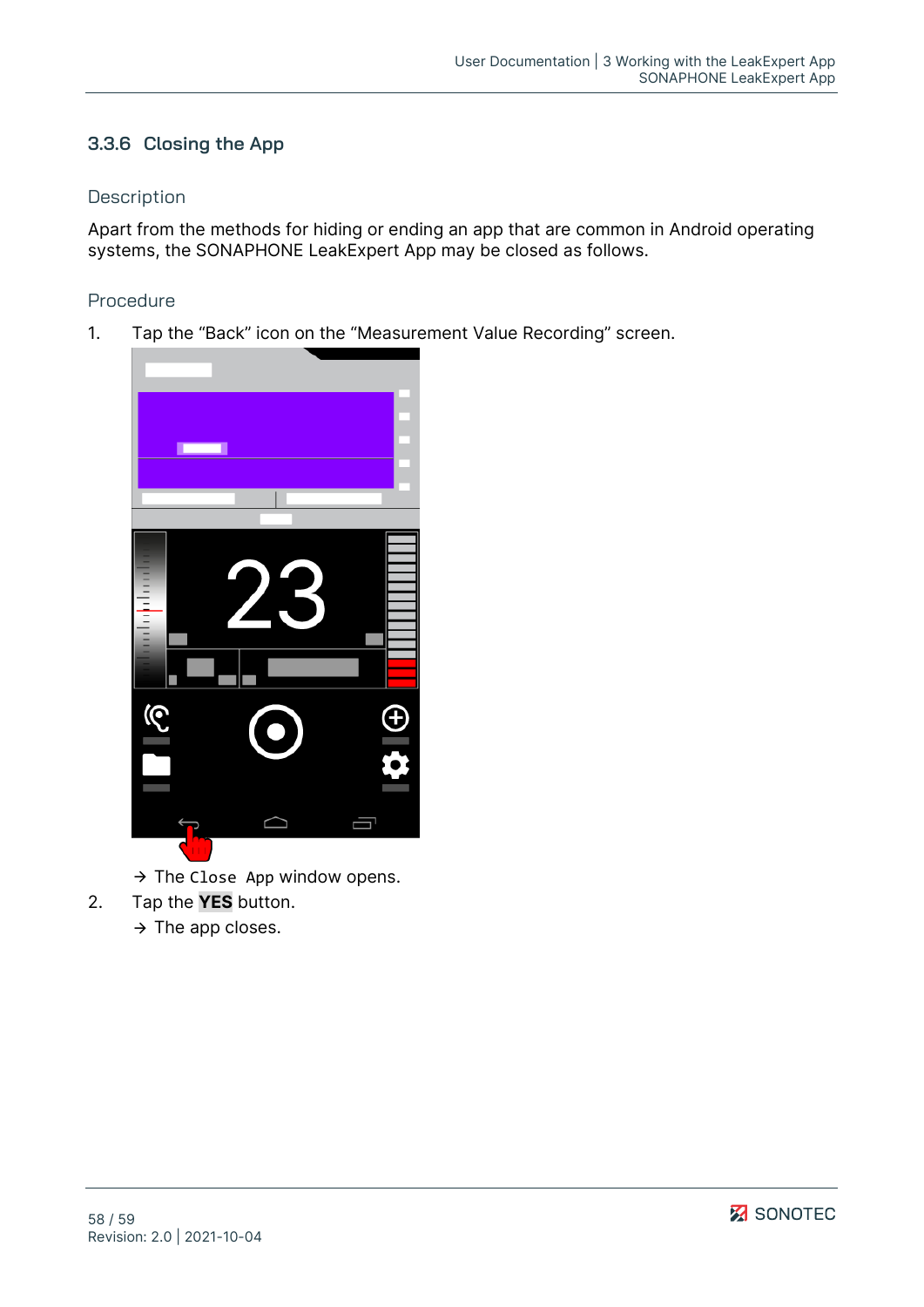### 3.3.6 Closing the App

#### Description

Apart from the methods for hiding or ending an app that are common in Android operating systems, the SONAPHONE LeakExpert App may be closed as follows.

#### Procedure

1. Tap the “Back” icon on the “Measurement Value Recording” screen.

   → The `Close App` window opens.

2. Tap the **YES** button.

   → The app closes.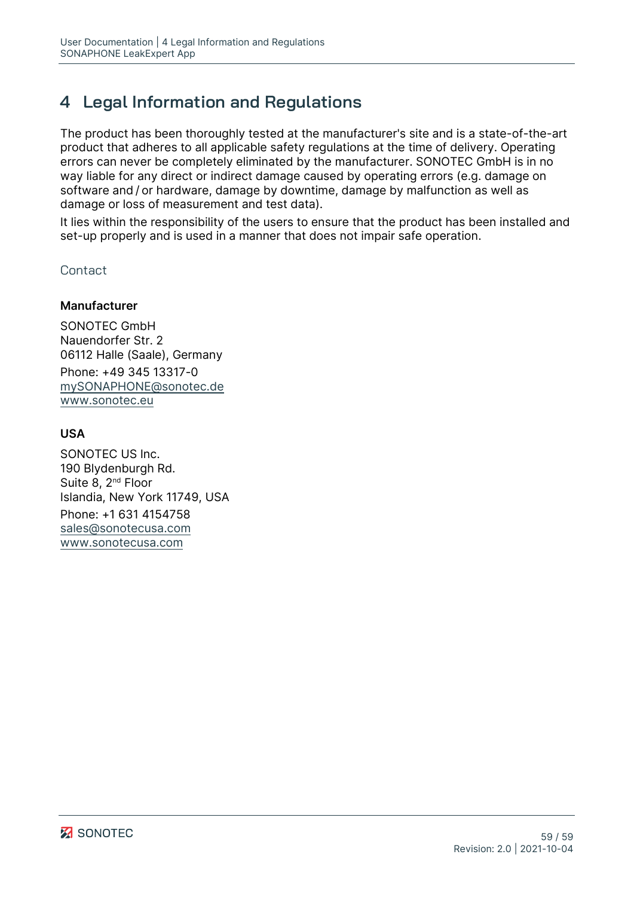# 4 Legal Information and Regulations

The product has been thoroughly tested at the manufacturer's site and is a state-of-the-art product that adheres to all applicable safety regulations at the time of delivery. Operating errors can never be completely eliminated by the manufacturer. SONOTEC GmbH is in no way liable for any direct or indirect damage caused by operating errors (e.g. damage on software and / or hardware, damage by downtime, damage by malfunction as well as damage or loss of measurement and test data).

It lies within the responsibility of the users to ensure that the product has been installed and set-up properly and is used in a manner that does not impair safe operation.

## Contact

**Manufacturer**

SONOTEC GmbH
Nauendorfer Str. 2
06112 Halle (Saale), Germany

Phone: +49 345 13317-0
mySONAPHONE@sonotec.de
www.sonotec.eu

**USA**

SONOTEC US Inc.
190 Blydenburgh Rd.
Suite 8, 2nd Floor
Islandia, New York 11749, USA

Phone: +1 631 4154758
sales@sonotecusa.com
www.sonotecusa.com